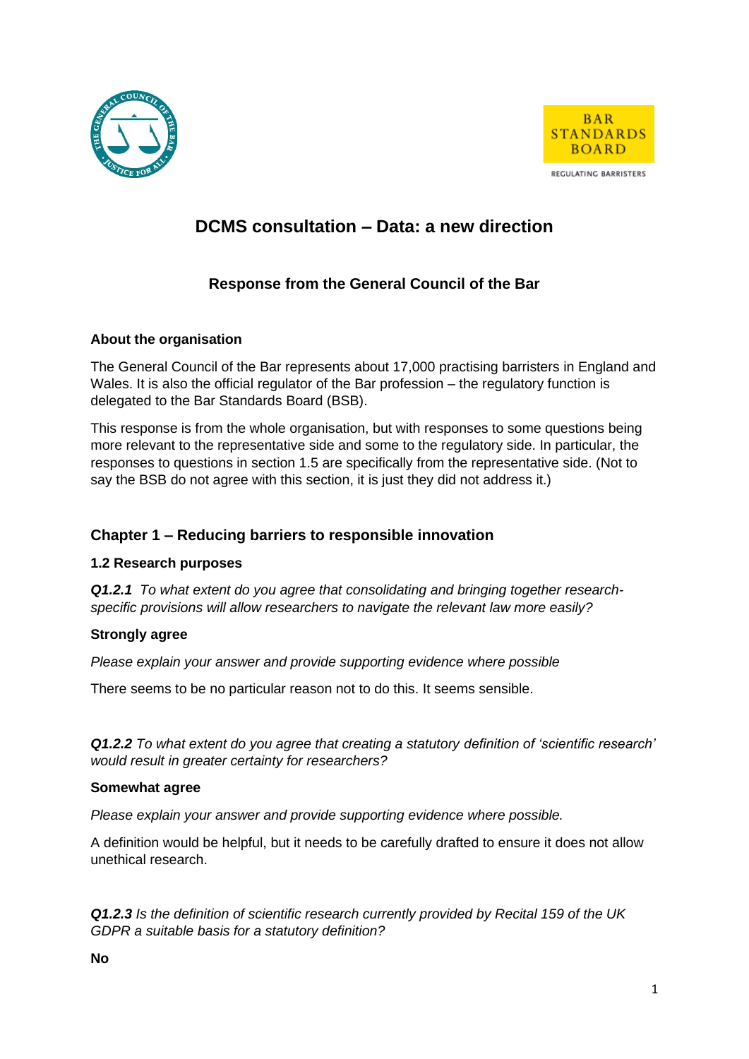# DCMS consultation – Data: a new direction

## Response from the General Council of the Bar

**About the organisation**

The General Council of the Bar represents about 17,000 practising barristers in England and Wales. It is also the official regulator of the Bar profession – the regulatory function is delegated to the Bar Standards Board (BSB).

This response is from the whole organisation, but with responses to some questions being more relevant to the representative side and some to the regulatory side. In particular, the responses to questions in section 1.5 are specifically from the representative side. (Not to say the BSB do not agree with this section, it is just they did not address it.)

## Chapter 1 – Reducing barriers to responsible innovation

### 1.2 Research purposes

***Q1.2.1*** *To what extent do you agree that consolidating and bringing together research-specific provisions will allow researchers to navigate the relevant law more easily?*

**Strongly agree**

*Please explain your answer and provide supporting evidence where possible*

There seems to be no particular reason not to do this. It seems sensible.

***Q1.2.2*** *To what extent do you agree that creating a statutory definition of 'scientific research' would result in greater certainty for researchers?*

**Somewhat agree**

*Please explain your answer and provide supporting evidence where possible.*

A definition would be helpful, but it needs to be carefully drafted to ensure it does not allow unethical research.

***Q1.2.3*** *Is the definition of scientific research currently provided by Recital 159 of the UK GDPR a suitable basis for a statutory definition?*

**No**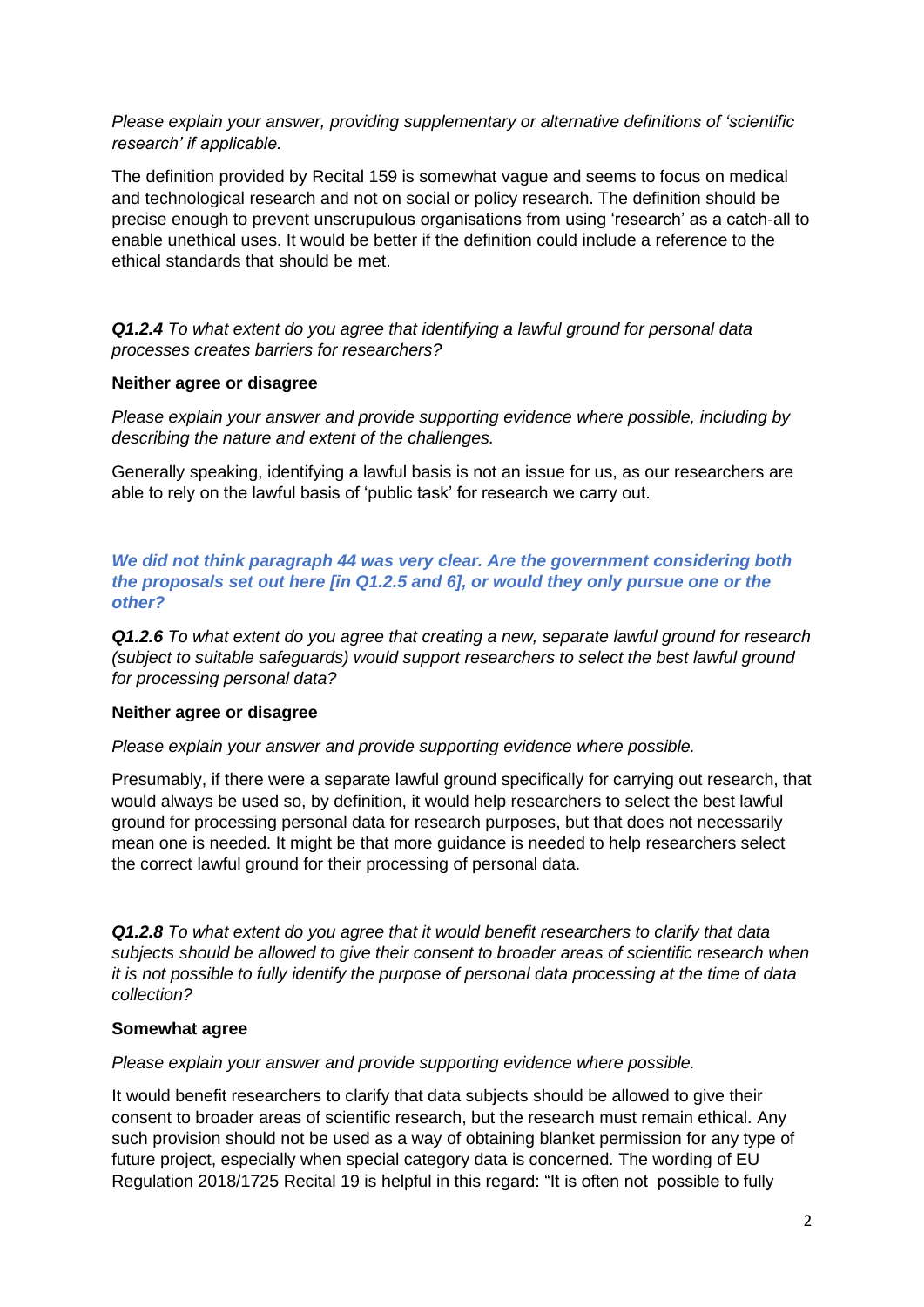*Please explain your answer, providing supplementary or alternative definitions of 'scientific research' if applicable.*

The definition provided by Recital 159 is somewhat vague and seems to focus on medical and technological research and not on social or policy research. The definition should be precise enough to prevent unscrupulous organisations from using 'research' as a catch-all to enable unethical uses. It would be better if the definition could include a reference to the ethical standards that should be met.

***Q1.2.4*** *To what extent do you agree that identifying a lawful ground for personal data processes creates barriers for researchers?*

**Neither agree or disagree**

*Please explain your answer and provide supporting evidence where possible, including by describing the nature and extent of the challenges.*

Generally speaking, identifying a lawful basis is not an issue for us, as our researchers are able to rely on the lawful basis of 'public task' for research we carry out.

***We did not think paragraph 44 was very clear. Are the government considering both the proposals set out here [in Q1.2.5 and 6], or would they only pursue one or the other?***

***Q1.2.6*** *To what extent do you agree that creating a new, separate lawful ground for research (subject to suitable safeguards) would support researchers to select the best lawful ground for processing personal data?*

**Neither agree or disagree**

*Please explain your answer and provide supporting evidence where possible.*

Presumably, if there were a separate lawful ground specifically for carrying out research, that would always be used so, by definition, it would help researchers to select the best lawful ground for processing personal data for research purposes, but that does not necessarily mean one is needed. It might be that more guidance is needed to help researchers select the correct lawful ground for their processing of personal data.

***Q1.2.8*** *To what extent do you agree that it would benefit researchers to clarify that data subjects should be allowed to give their consent to broader areas of scientific research when it is not possible to fully identify the purpose of personal data processing at the time of data collection?*

**Somewhat agree**

*Please explain your answer and provide supporting evidence where possible.*

It would benefit researchers to clarify that data subjects should be allowed to give their consent to broader areas of scientific research, but the research must remain ethical. Any such provision should not be used as a way of obtaining blanket permission for any type of future project, especially when special category data is concerned. The wording of EU Regulation 2018/1725 Recital 19 is helpful in this regard: "It is often not possible to fully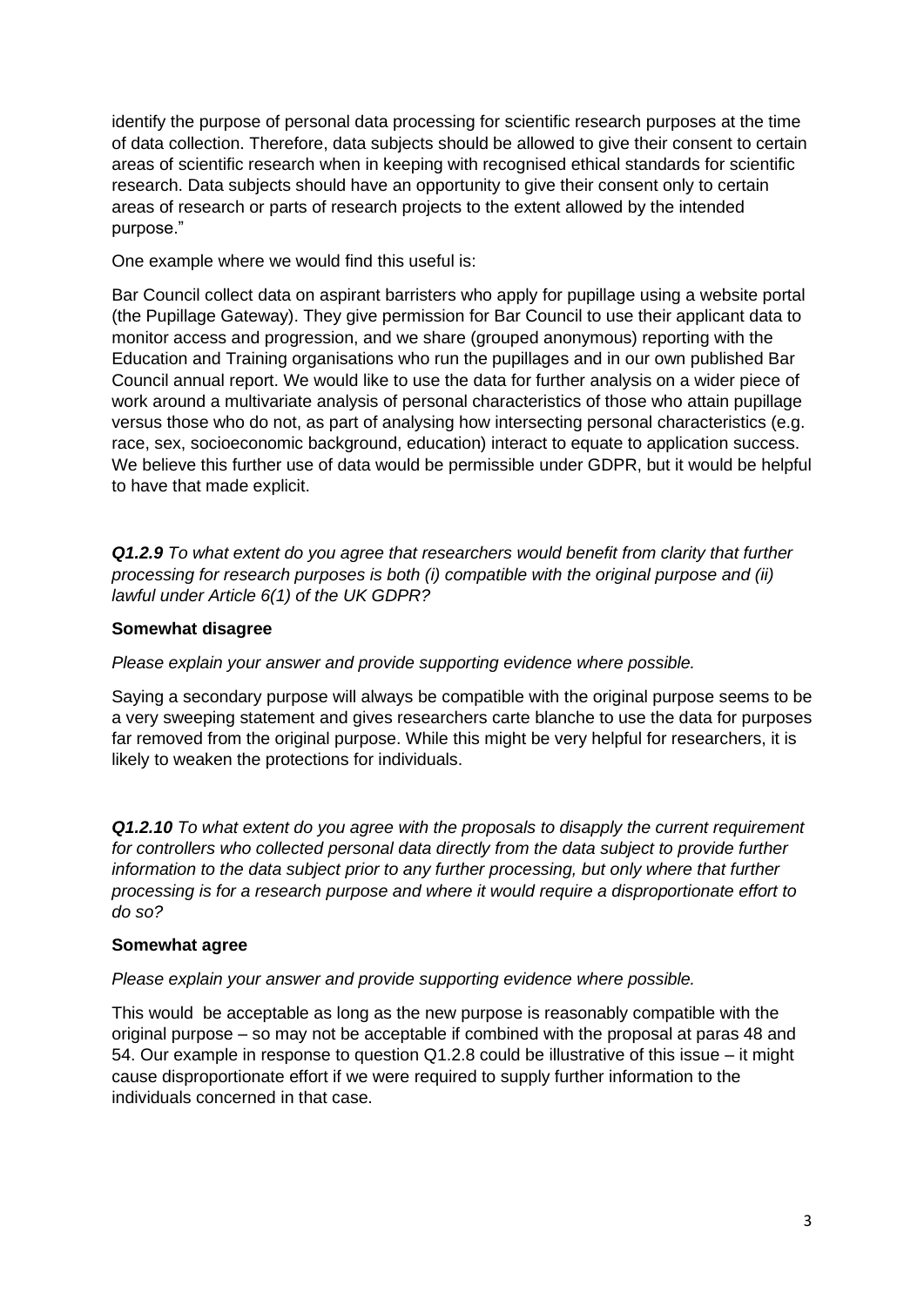identify the purpose of personal data processing for scientific research purposes at the time of data collection. Therefore, data subjects should be allowed to give their consent to certain areas of scientific research when in keeping with recognised ethical standards for scientific research. Data subjects should have an opportunity to give their consent only to certain areas of research or parts of research projects to the extent allowed by the intended purpose."

One example where we would find this useful is:

Bar Council collect data on aspirant barristers who apply for pupillage using a website portal (the Pupillage Gateway). They give permission for Bar Council to use their applicant data to monitor access and progression, and we share (grouped anonymous) reporting with the Education and Training organisations who run the pupillages and in our own published Bar Council annual report. We would like to use the data for further analysis on a wider piece of work around a multivariate analysis of personal characteristics of those who attain pupillage versus those who do not, as part of analysing how intersecting personal characteristics (e.g. race, sex, socioeconomic background, education) interact to equate to application success. We believe this further use of data would be permissible under GDPR, but it would be helpful to have that made explicit.

***Q1.2.9*** *To what extent do you agree that researchers would benefit from clarity that further processing for research purposes is both (i) compatible with the original purpose and (ii) lawful under Article 6(1) of the UK GDPR?*

**Somewhat disagree**

*Please explain your answer and provide supporting evidence where possible.*

Saying a secondary purpose will always be compatible with the original purpose seems to be a very sweeping statement and gives researchers carte blanche to use the data for purposes far removed from the original purpose. While this might be very helpful for researchers, it is likely to weaken the protections for individuals.

***Q1.2.10*** *To what extent do you agree with the proposals to disapply the current requirement for controllers who collected personal data directly from the data subject to provide further information to the data subject prior to any further processing, but only where that further processing is for a research purpose and where it would require a disproportionate effort to do so?*

**Somewhat agree**

*Please explain your answer and provide supporting evidence where possible.*

This would be acceptable as long as the new purpose is reasonably compatible with the original purpose – so may not be acceptable if combined with the proposal at paras 48 and 54. Our example in response to question Q1.2.8 could be illustrative of this issue – it might cause disproportionate effort if we were required to supply further information to the individuals concerned in that case.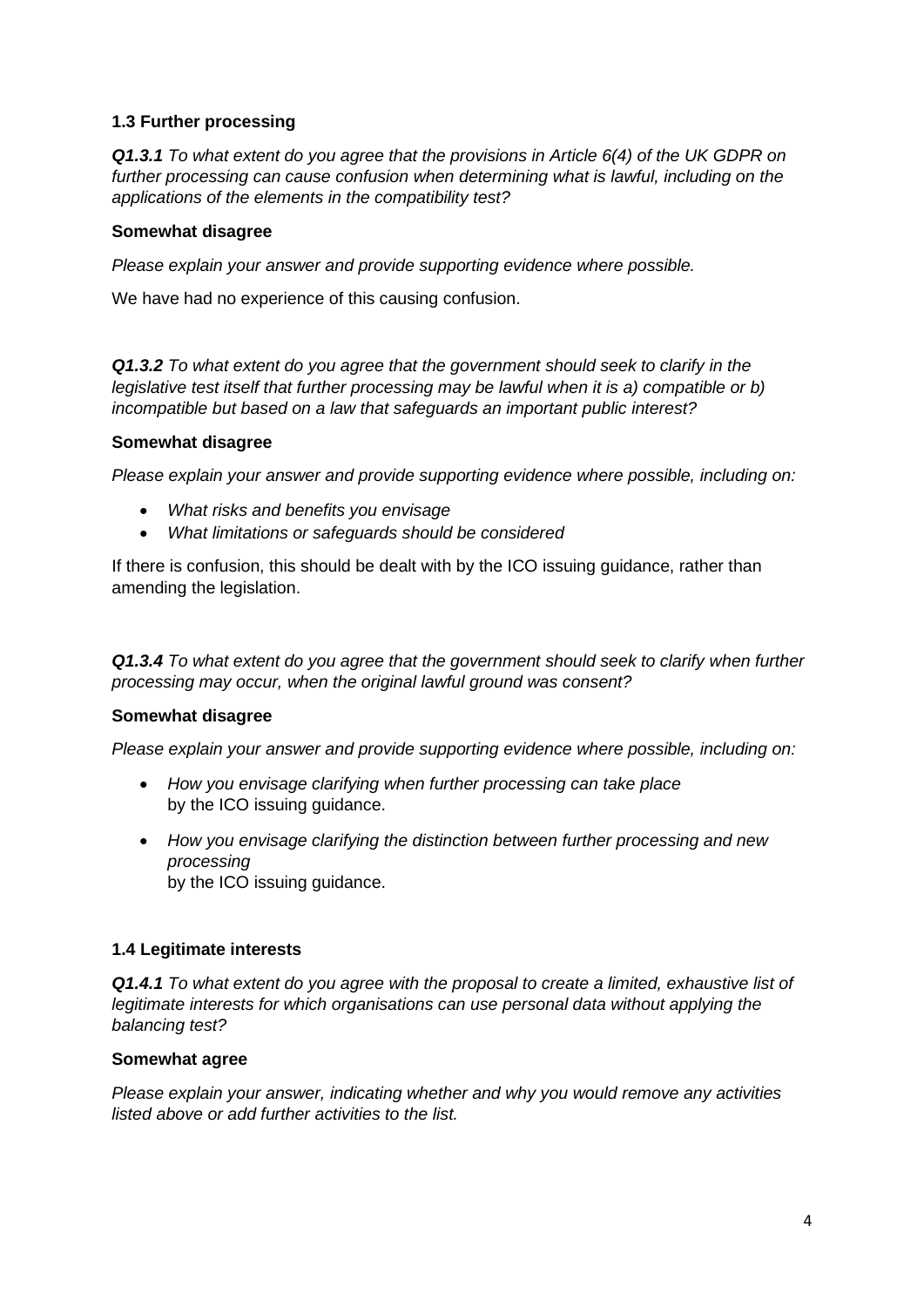### 1.3 Further processing

***Q1.3.1*** *To what extent do you agree that the provisions in Article 6(4) of the UK GDPR on further processing can cause confusion when determining what is lawful, including on the applications of the elements in the compatibility test?*

**Somewhat disagree**

*Please explain your answer and provide supporting evidence where possible.*

We have had no experience of this causing confusion.

***Q1.3.2*** *To what extent do you agree that the government should seek to clarify in the legislative test itself that further processing may be lawful when it is a) compatible or b) incompatible but based on a law that safeguards an important public interest?*

**Somewhat disagree**

*Please explain your answer and provide supporting evidence where possible, including on:*

- *What risks and benefits you envisage*
- *What limitations or safeguards should be considered*

If there is confusion, this should be dealt with by the ICO issuing guidance, rather than amending the legislation.

***Q1.3.4*** *To what extent do you agree that the government should seek to clarify when further processing may occur, when the original lawful ground was consent?*

**Somewhat disagree**

*Please explain your answer and provide supporting evidence where possible, including on:*

- *How you envisage clarifying when further processing can take place*
  by the ICO issuing guidance.
- *How you envisage clarifying the distinction between further processing and new processing*
  by the ICO issuing guidance.

### 1.4 Legitimate interests

***Q1.4.1*** *To what extent do you agree with the proposal to create a limited, exhaustive list of legitimate interests for which organisations can use personal data without applying the balancing test?*

**Somewhat agree**

*Please explain your answer, indicating whether and why you would remove any activities listed above or add further activities to the list.*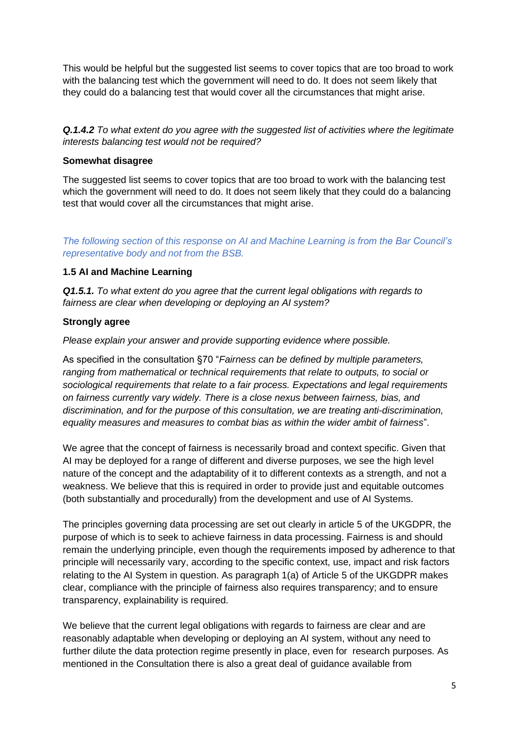This would be helpful but the suggested list seems to cover topics that are too broad to work with the balancing test which the government will need to do. It does not seem likely that they could do a balancing test that would cover all the circumstances that might arise.

***Q.1.4.2*** *To what extent do you agree with the suggested list of activities where the legitimate interests balancing test would not be required?*

**Somewhat disagree**

The suggested list seems to cover topics that are too broad to work with the balancing test which the government will need to do. It does not seem likely that they could do a balancing test that would cover all the circumstances that might arise.

*The following section of this response on AI and Machine Learning is from the Bar Council's representative body and not from the BSB.*

### 1.5 AI and Machine Learning

***Q1.5.1.*** *To what extent do you agree that the current legal obligations with regards to fairness are clear when developing or deploying an AI system?*

**Strongly agree**

*Please explain your answer and provide supporting evidence where possible.*

As specified in the consultation §70 "*Fairness can be defined by multiple parameters, ranging from mathematical or technical requirements that relate to outputs, to social or sociological requirements that relate to a fair process. Expectations and legal requirements on fairness currently vary widely. There is a close nexus between fairness, bias, and discrimination, and for the purpose of this consultation, we are treating anti-discrimination, equality measures and measures to combat bias as within the wider ambit of fairness*".

We agree that the concept of fairness is necessarily broad and context specific. Given that AI may be deployed for a range of different and diverse purposes, we see the high level nature of the concept and the adaptability of it to different contexts as a strength, and not a weakness. We believe that this is required in order to provide just and equitable outcomes (both substantially and procedurally) from the development and use of AI Systems.

The principles governing data processing are set out clearly in article 5 of the UKGDPR, the purpose of which is to seek to achieve fairness in data processing. Fairness is and should remain the underlying principle, even though the requirements imposed by adherence to that principle will necessarily vary, according to the specific context, use, impact and risk factors relating to the AI System in question. As paragraph 1(a) of Article 5 of the UKGDPR makes clear, compliance with the principle of fairness also requires transparency; and to ensure transparency, explainability is required.

We believe that the current legal obligations with regards to fairness are clear and are reasonably adaptable when developing or deploying an AI system, without any need to further dilute the data protection regime presently in place, even for research purposes. As mentioned in the Consultation there is also a great deal of guidance available from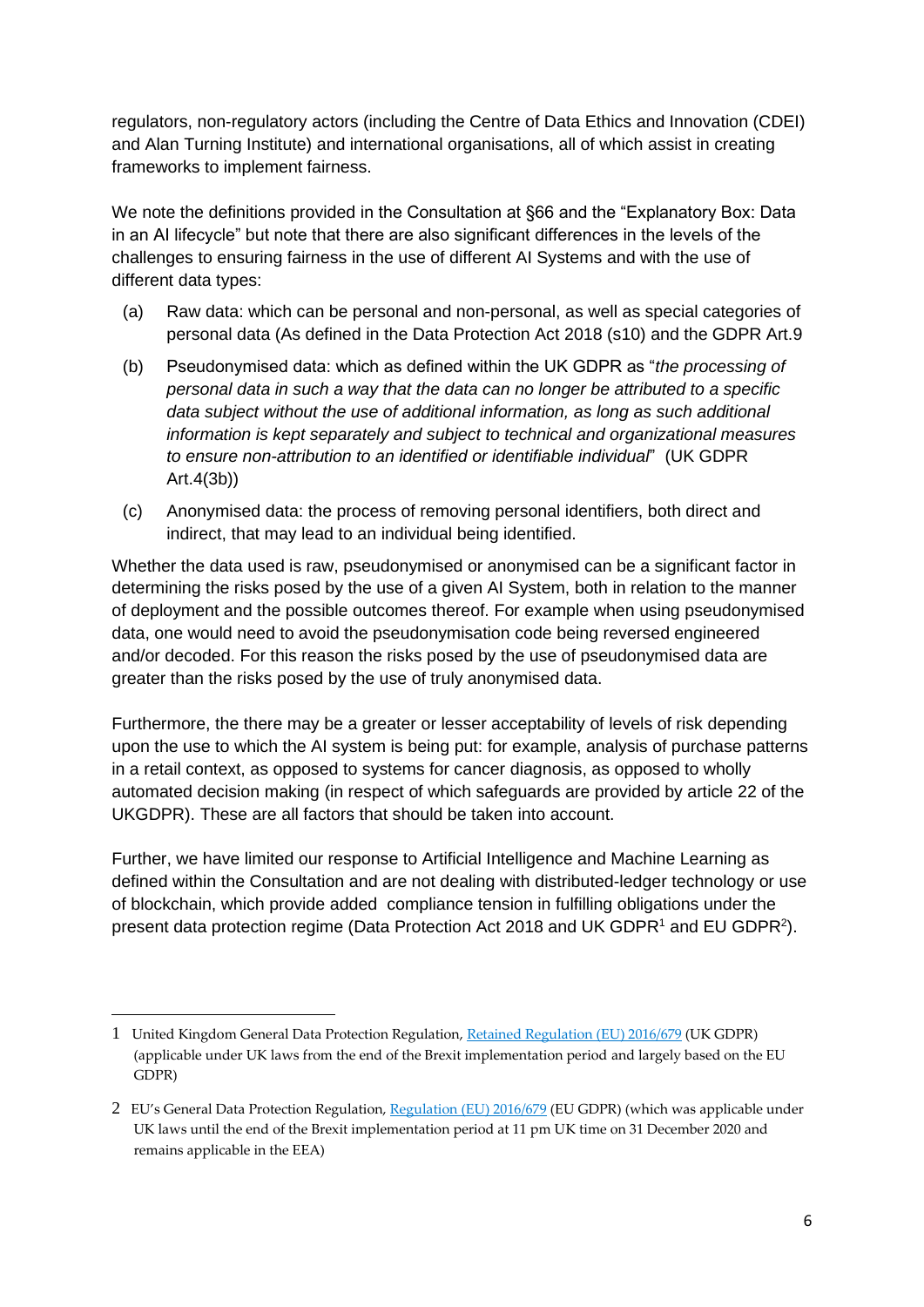regulators, non-regulatory actors (including the Centre of Data Ethics and Innovation (CDEI) and Alan Turing Institute) and international organisations, all of which assist in creating frameworks to implement fairness.

We note the definitions provided in the Consultation at §66 and the "Explanatory Box: Data in an AI lifecycle" but note that there are also significant differences in the levels of the challenges to ensuring fairness in the use of different AI Systems and with the use of different data types:

(a) Raw data: which can be personal and non-personal, as well as special categories of personal data (As defined in the Data Protection Act 2018 (s10) and the GDPR Art.9

(b) Pseudonymised data: which as defined within the UK GDPR as "*the processing of personal data in such a way that the data can no longer be attributed to a specific data subject without the use of additional information, as long as such additional information is kept separately and subject to technical and organizational measures to ensure non-attribution to an identified or identifiable individual*" (UK GDPR Art.4(3b))

(c) Anonymised data: the process of removing personal identifiers, both direct and indirect, that may lead to an individual being identified.

Whether the data used is raw, pseudonymised or anonymised can be a significant factor in determining the risks posed by the use of a given AI System, both in relation to the manner of deployment and the possible outcomes thereof. For example when using pseudonymised data, one would need to avoid the pseudonymisation code being reversed engineered and/or decoded. For this reason the risks posed by the use of pseudonymised data are greater than the risks posed by the use of truly anonymised data.

Furthermore, the there may be a greater or lesser acceptability of levels of risk depending upon the use to which the AI system is being put: for example, analysis of purchase patterns in a retail context, as opposed to systems for cancer diagnosis, as opposed to wholly automated decision making (in respect of which safeguards are provided by article 22 of the UKGDPR). These are all factors that should be taken into account.

Further, we have limited our response to Artificial Intelligence and Machine Learning as defined within the Consultation and are not dealing with distributed-ledger technology or use of blockchain, which provide added compliance tension in fulfilling obligations under the present data protection regime (Data Protection Act 2018 and UK GDPR[1] and EU GDPR[2]).

---

1 United Kingdom General Data Protection Regulation, Retained Regulation (EU) 2016/679 (UK GDPR) (applicable under UK laws from the end of the Brexit implementation period and largely based on the EU GDPR)

2 EU's General Data Protection Regulation, Regulation (EU) 2016/679 (EU GDPR) (which was applicable under UK laws until the end of the Brexit implementation period at 11 pm UK time on 31 December 2020 and remains applicable in the EEA)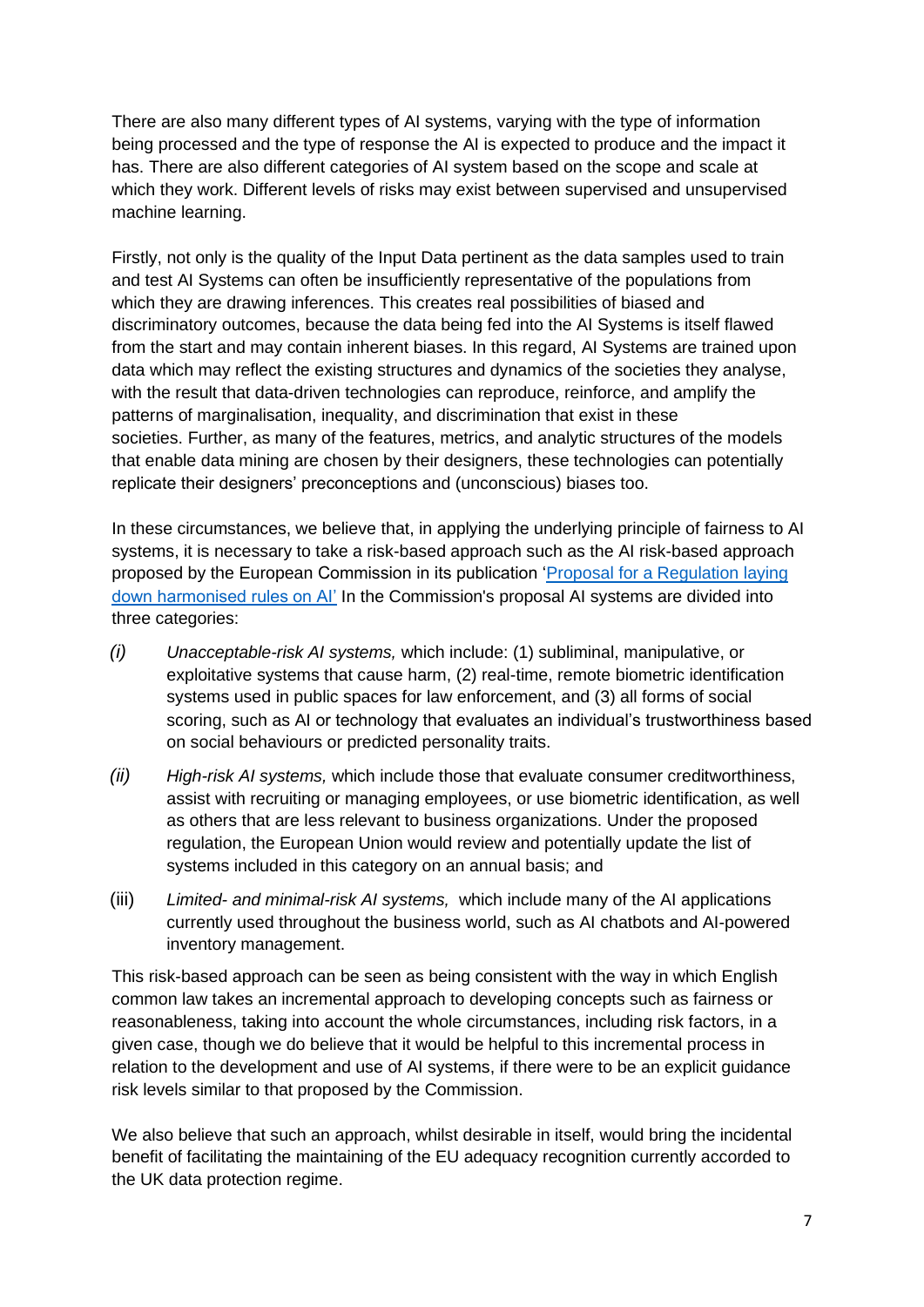There are also many different types of AI systems, varying with the type of information being processed and the type of response the AI is expected to produce and the impact it has. There are also different categories of AI system based on the scope and scale at which they work. Different levels of risks may exist between supervised and unsupervised machine learning.

Firstly, not only is the quality of the Input Data pertinent as the data samples used to train and test AI Systems can often be insufficiently representative of the populations from which they are drawing inferences. This creates real possibilities of biased and discriminatory outcomes, because the data being fed into the AI Systems is itself flawed from the start and may contain inherent biases. In this regard, AI Systems are trained upon data which may reflect the existing structures and dynamics of the societies they analyse, with the result that data-driven technologies can reproduce, reinforce, and amplify the patterns of marginalisation, inequality, and discrimination that exist in these societies. Further, as many of the features, metrics, and analytic structures of the models that enable data mining are chosen by their designers, these technologies can potentially replicate their designers' preconceptions and (unconscious) biases too.

In these circumstances, we believe that, in applying the underlying principle of fairness to AI systems, it is necessary to take a risk-based approach such as the AI risk-based approach proposed by the European Commission in its publication '[Proposal for a Regulation laying down harmonised rules on AI'](#) In the Commission's proposal AI systems are divided into three categories:

*(i)* *Unacceptable-risk AI systems,* which include: (1) subliminal, manipulative, or exploitative systems that cause harm, (2) real-time, remote biometric identification systems used in public spaces for law enforcement, and (3) all forms of social scoring, such as AI or technology that evaluates an individual's trustworthiness based on social behaviours or predicted personality traits.

*(ii)* *High-risk AI systems,* which include those that evaluate consumer creditworthiness, assist with recruiting or managing employees, or use biometric identification, as well as others that are less relevant to business organizations. Under the proposed regulation, the European Union would review and potentially update the list of systems included in this category on an annual basis; and

(iii) *Limited- and minimal-risk AI systems,* which include many of the AI applications currently used throughout the business world, such as AI chatbots and AI-powered inventory management.

This risk-based approach can be seen as being consistent with the way in which English common law takes an incremental approach to developing concepts such as fairness or reasonableness, taking into account the whole circumstances, including risk factors, in a given case, though we do believe that it would be helpful to this incremental process in relation to the development and use of AI systems, if there were to be an explicit guidance risk levels similar to that proposed by the Commission.

We also believe that such an approach, whilst desirable in itself, would bring the incidental benefit of facilitating the maintaining of the EU adequacy recognition currently accorded to the UK data protection regime.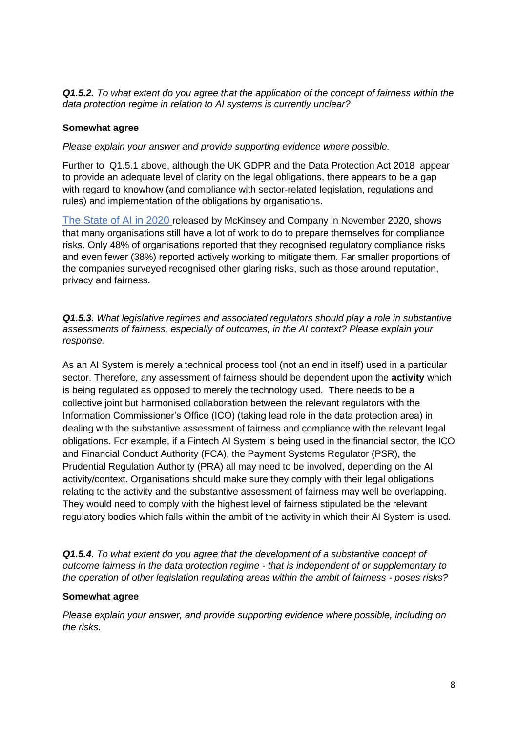***Q1.5.2.*** *To what extent do you agree that the application of the concept of fairness within the data protection regime in relation to AI systems is currently unclear?*

**Somewhat agree**

*Please explain your answer and provide supporting evidence where possible.*

Further to Q1.5.1 above, although the UK GDPR and the Data Protection Act 2018 appear to provide an adequate level of clarity on the legal obligations, there appears to be a gap with regard to knowhow (and compliance with sector-related legislation, regulations and rules) and implementation of the obligations by organisations.

The State of AI in 2020 released by McKinsey and Company in November 2020, shows that many organisations still have a lot of work to do to prepare themselves for compliance risks. Only 48% of organisations reported that they recognised regulatory compliance risks and even fewer (38%) reported actively working to mitigate them. Far smaller proportions of the companies surveyed recognised other glaring risks, such as those around reputation, privacy and fairness.

***Q1.5.3.*** *What legislative regimes and associated regulators should play a role in substantive assessments of fairness, especially of outcomes, in the AI context? Please explain your response.*

As an AI System is merely a technical process tool (not an end in itself) used in a particular sector. Therefore, any assessment of fairness should be dependent upon the **activity** which is being regulated as opposed to merely the technology used. There needs to be a collective joint but harmonised collaboration between the relevant regulators with the Information Commissioner's Office (ICO) (taking lead role in the data protection area) in dealing with the substantive assessment of fairness and compliance with the relevant legal obligations. For example, if a Fintech AI System is being used in the financial sector, the ICO and Financial Conduct Authority (FCA), the Payment Systems Regulator (PSR), the Prudential Regulation Authority (PRA) all may need to be involved, depending on the AI activity/context. Organisations should make sure they comply with their legal obligations relating to the activity and the substantive assessment of fairness may well be overlapping. They would need to comply with the highest level of fairness stipulated be the relevant regulatory bodies which falls within the ambit of the activity in which their AI System is used.

***Q1.5.4.*** *To what extent do you agree that the development of a substantive concept of outcome fairness in the data protection regime - that is independent of or supplementary to the operation of other legislation regulating areas within the ambit of fairness - poses risks?*

**Somewhat agree**

*Please explain your answer, and provide supporting evidence where possible, including on the risks.*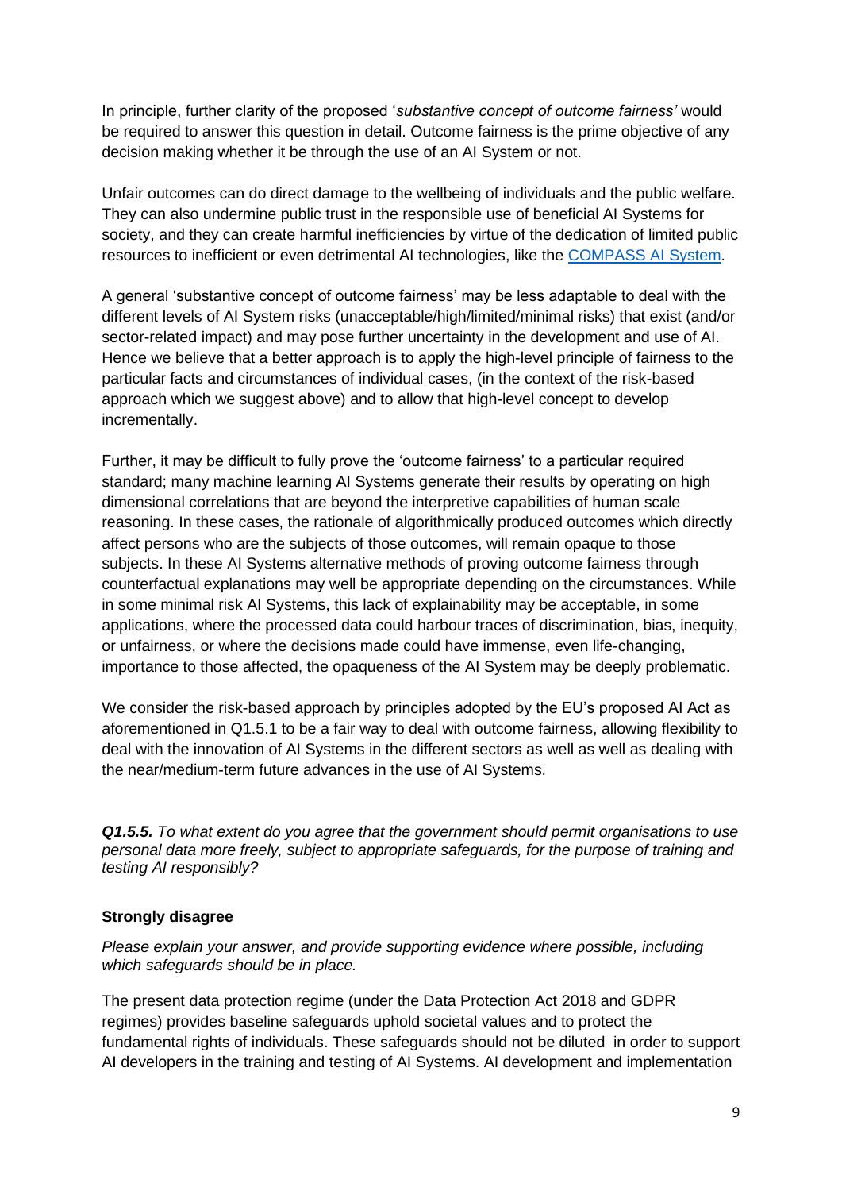In principle, further clarity of the proposed '*substantive concept of outcome fairness'* would be required to answer this question in detail. Outcome fairness is the prime objective of any decision making whether it be through the use of an AI System or not.

Unfair outcomes can do direct damage to the wellbeing of individuals and the public welfare. They can also undermine public trust in the responsible use of beneficial AI Systems for society, and they can create harmful inefficiencies by virtue of the dedication of limited public resources to inefficient or even detrimental AI technologies, like the [COMPASS AI System](#).

A general 'substantive concept of outcome fairness' may be less adaptable to deal with the different levels of AI System risks (unacceptable/high/limited/minimal risks) that exist (and/or sector-related impact) and may pose further uncertainty in the development and use of AI. Hence we believe that a better approach is to apply the high-level principle of fairness to the particular facts and circumstances of individual cases, (in the context of the risk-based approach which we suggest above) and to allow that high-level concept to develop incrementally.

Further, it may be difficult to fully prove the 'outcome fairness' to a particular required standard; many machine learning AI Systems generate their results by operating on high dimensional correlations that are beyond the interpretive capabilities of human scale reasoning. In these cases, the rationale of algorithmically produced outcomes which directly affect persons who are the subjects of those outcomes, will remain opaque to those subjects. In these AI Systems alternative methods of proving outcome fairness through counterfactual explanations may well be appropriate depending on the circumstances. While in some minimal risk AI Systems, this lack of explainability may be acceptable, in some applications, where the processed data could harbour traces of discrimination, bias, inequity, or unfairness, or where the decisions made could have immense, even life-changing, importance to those affected, the opaqueness of the AI System may be deeply problematic.

We consider the risk-based approach by principles adopted by the EU's proposed AI Act as aforementioned in Q1.5.1 to be a fair way to deal with outcome fairness, allowing flexibility to deal with the innovation of AI Systems in the different sectors as well as well as dealing with the near/medium-term future advances in the use of AI Systems.

***Q1.5.5.*** *To what extent do you agree that the government should permit organisations to use personal data more freely, subject to appropriate safeguards, for the purpose of training and testing AI responsibly?*

**Strongly disagree**

*Please explain your answer, and provide supporting evidence where possible, including which safeguards should be in place.*

The present data protection regime (under the Data Protection Act 2018 and GDPR regimes) provides baseline safeguards uphold societal values and to protect the fundamental rights of individuals. These safeguards should not be diluted in order to support AI developers in the training and testing of AI Systems. AI development and implementation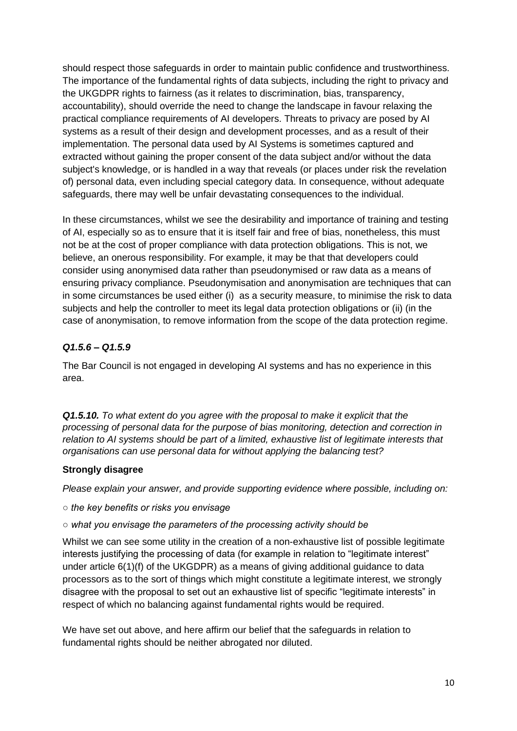should respect those safeguards in order to maintain public confidence and trustworthiness. The importance of the fundamental rights of data subjects, including the right to privacy and the UKGDPR rights to fairness (as it relates to discrimination, bias, transparency, accountability), should override the need to change the landscape in favour relaxing the practical compliance requirements of AI developers. Threats to privacy are posed by AI systems as a result of their design and development processes, and as a result of their implementation. The personal data used by AI Systems is sometimes captured and extracted without gaining the proper consent of the data subject and/or without the data subject's knowledge, or is handled in a way that reveals (or places under risk the revelation of) personal data, even including special category data. In consequence, without adequate safeguards, there may well be unfair devastating consequences to the individual.

In these circumstances, whilst we see the desirability and importance of training and testing of AI, especially so as to ensure that it is itself fair and free of bias, nonetheless, this must not be at the cost of proper compliance with data protection obligations. This is not, we believe, an onerous responsibility. For example, it may be that that developers could consider using anonymised data rather than pseudonymised or raw data as a means of ensuring privacy compliance. Pseudonymisation and anonymisation are techniques that can in some circumstances be used either (i) as a security measure, to minimise the risk to data subjects and help the controller to meet its legal data protection obligations or (ii) (in the case of anonymisation, to remove information from the scope of the data protection regime.

### *Q1.5.6 – Q1.5.9*

The Bar Council is not engaged in developing AI systems and has no experience in this area.

***Q1.5.10.*** *To what extent do you agree with the proposal to make it explicit that the processing of personal data for the purpose of bias monitoring, detection and correction in relation to AI systems should be part of a limited, exhaustive list of legitimate interests that organisations can use personal data for without applying the balancing test?*

**Strongly disagree**

*Please explain your answer, and provide supporting evidence where possible, including on:*

- *the key benefits or risks you envisage*
- *what you envisage the parameters of the processing activity should be*

Whilst we can see some utility in the creation of a non-exhaustive list of possible legitimate interests justifying the processing of data (for example in relation to "legitimate interest" under article 6(1)(f) of the UKGDPR) as a means of giving additional guidance to data processors as to the sort of things which might constitute a legitimate interest, we strongly disagree with the proposal to set out an exhaustive list of specific "legitimate interests" in respect of which no balancing against fundamental rights would be required.

We have set out above, and here affirm our belief that the safeguards in relation to fundamental rights should be neither abrogated nor diluted.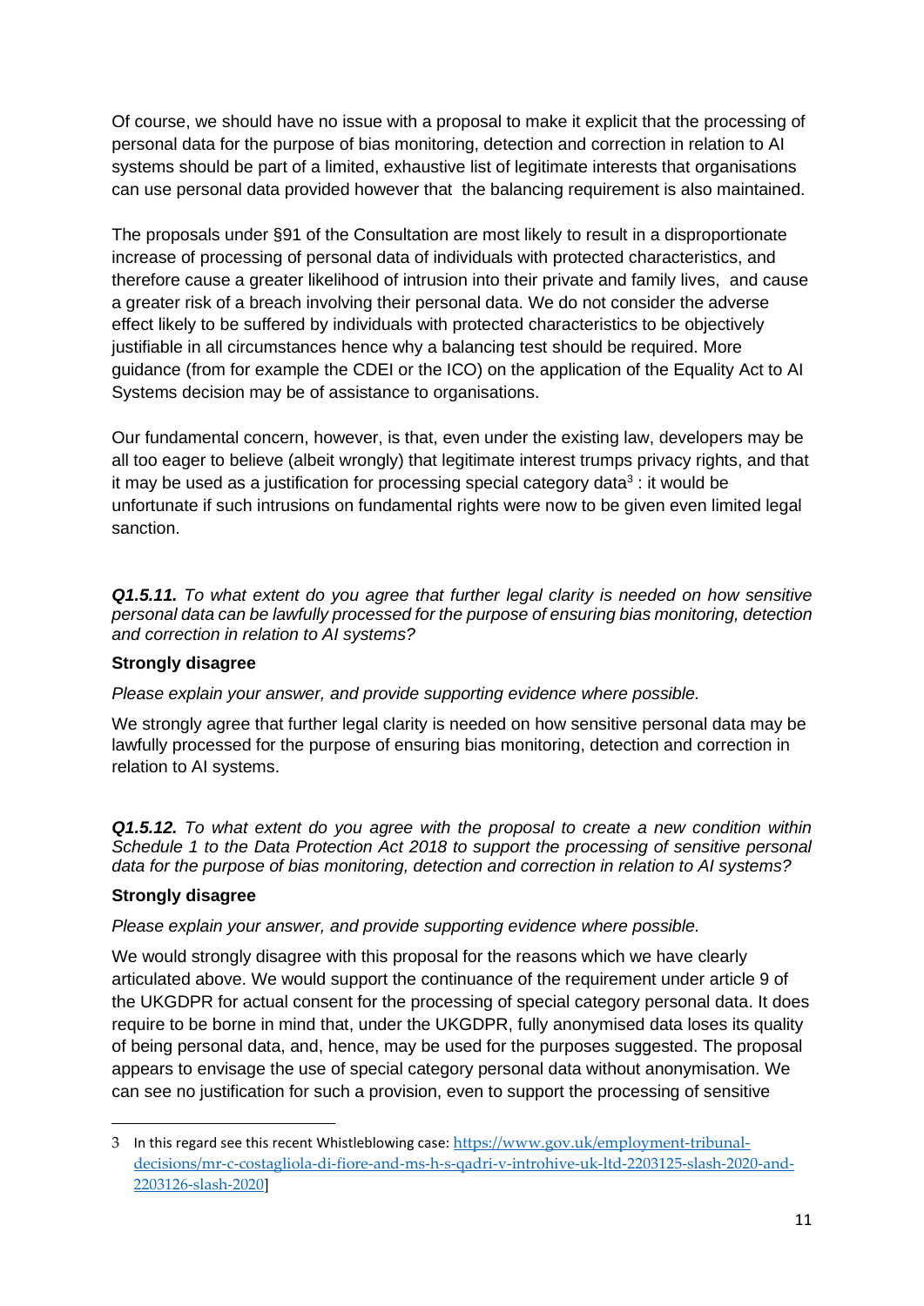Of course, we should have no issue with a proposal to make it explicit that the processing of personal data for the purpose of bias monitoring, detection and correction in relation to AI systems should be part of a limited, exhaustive list of legitimate interests that organisations can use personal data provided however that the balancing requirement is also maintained.

The proposals under §91 of the Consultation are most likely to result in a disproportionate increase of processing of personal data of individuals with protected characteristics, and therefore cause a greater likelihood of intrusion into their private and family lives, and cause a greater risk of a breach involving their personal data. We do not consider the adverse effect likely to be suffered by individuals with protected characteristics to be objectively justifiable in all circumstances hence why a balancing test should be required. More guidance (from for example the CDEI or the ICO) on the application of the Equality Act to AI Systems decision may be of assistance to organisations.

Our fundamental concern, however, is that, even under the existing law, developers may be all too eager to believe (albeit wrongly) that legitimate interest trumps privacy rights, and that it may be used as a justification for processing special category data[3] : it would be unfortunate if such intrusions on fundamental rights were now to be given even limited legal sanction.

***Q1.5.11.*** *To what extent do you agree that further legal clarity is needed on how sensitive personal data can be lawfully processed for the purpose of ensuring bias monitoring, detection and correction in relation to AI systems?*

**Strongly disagree**

*Please explain your answer, and provide supporting evidence where possible.*

We strongly agree that further legal clarity is needed on how sensitive personal data may be lawfully processed for the purpose of ensuring bias monitoring, detection and correction in relation to AI systems.

***Q1.5.12.*** *To what extent do you agree with the proposal to create a new condition within Schedule 1 to the Data Protection Act 2018 to support the processing of sensitive personal data for the purpose of bias monitoring, detection and correction in relation to AI systems?*

**Strongly disagree**

*Please explain your answer, and provide supporting evidence where possible.*

We would strongly disagree with this proposal for the reasons which we have clearly articulated above. We would support the continuance of the requirement under article 9 of the UKGDPR for actual consent for the processing of special category personal data. It does require to be borne in mind that, under the UKGDPR, fully anonymised data loses its quality of being personal data, and, hence, may be used for the purposes suggested. The proposal appears to envisage the use of special category personal data without anonymisation. We can see no justification for such a provision, even to support the processing of sensitive

---

3 In this regard see this recent Whistleblowing case: https://www.gov.uk/employment-tribunal-decisions/mr-c-costagliola-di-fiore-and-ms-h-s-qadri-v-introhive-uk-ltd-2203125-slash-2020-and-2203126-slash-2020]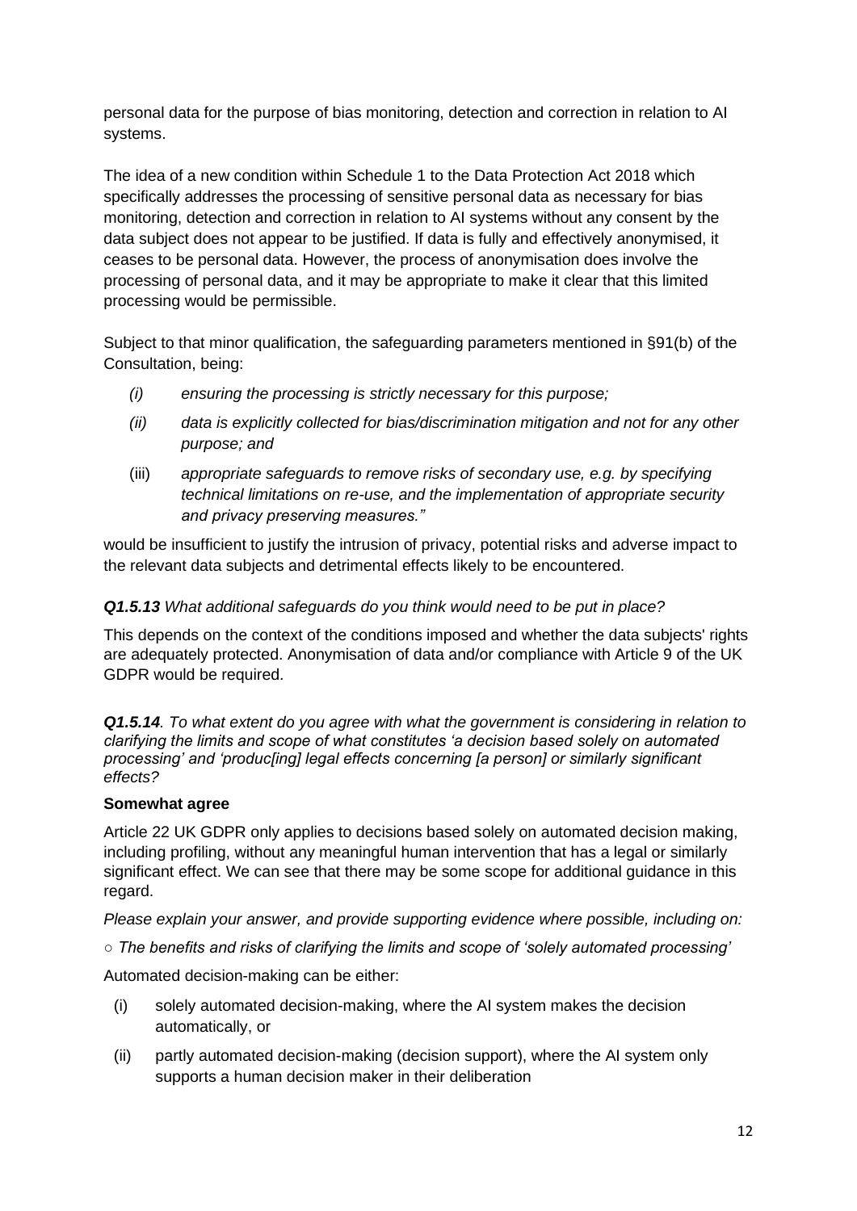personal data for the purpose of bias monitoring, detection and correction in relation to AI systems.

The idea of a new condition within Schedule 1 to the Data Protection Act 2018 which specifically addresses the processing of sensitive personal data as necessary for bias monitoring, detection and correction in relation to AI systems without any consent by the data subject does not appear to be justified. If data is fully and effectively anonymised, it ceases to be personal data. However, the process of anonymisation does involve the processing of personal data, and it may be appropriate to make it clear that this limited processing would be permissible.

Subject to that minor qualification, the safeguarding parameters mentioned in §91(b) of the Consultation, being:

- *(i) ensuring the processing is strictly necessary for this purpose;*
- *(ii) data is explicitly collected for bias/discrimination mitigation and not for any other purpose; and*
- (iii) *appropriate safeguards to remove risks of secondary use, e.g. by specifying technical limitations on re-use, and the implementation of appropriate security and privacy preserving measures."*

would be insufficient to justify the intrusion of privacy, potential risks and adverse impact to the relevant data subjects and detrimental effects likely to be encountered.

***Q1.5.13*** *What additional safeguards do you think would need to be put in place?*

This depends on the context of the conditions imposed and whether the data subjects' rights are adequately protected. Anonymisation of data and/or compliance with Article 9 of the UK GDPR would be required.

***Q1.5.14****. To what extent do you agree with what the government is considering in relation to clarifying the limits and scope of what constitutes 'a decision based solely on automated processing' and 'produc[ing] legal effects concerning [a person] or similarly significant effects?*

**Somewhat agree**

Article 22 UK GDPR only applies to decisions based solely on automated decision making, including profiling, without any meaningful human intervention that has a legal or similarly significant effect. We can see that there may be some scope for additional guidance in this regard.

*Please explain your answer, and provide supporting evidence where possible, including on:*

○ *The benefits and risks of clarifying the limits and scope of 'solely automated processing'*

Automated decision-making can be either:

- (i) solely automated decision-making, where the AI system makes the decision automatically, or
- (ii) partly automated decision-making (decision support), where the AI system only supports a human decision maker in their deliberation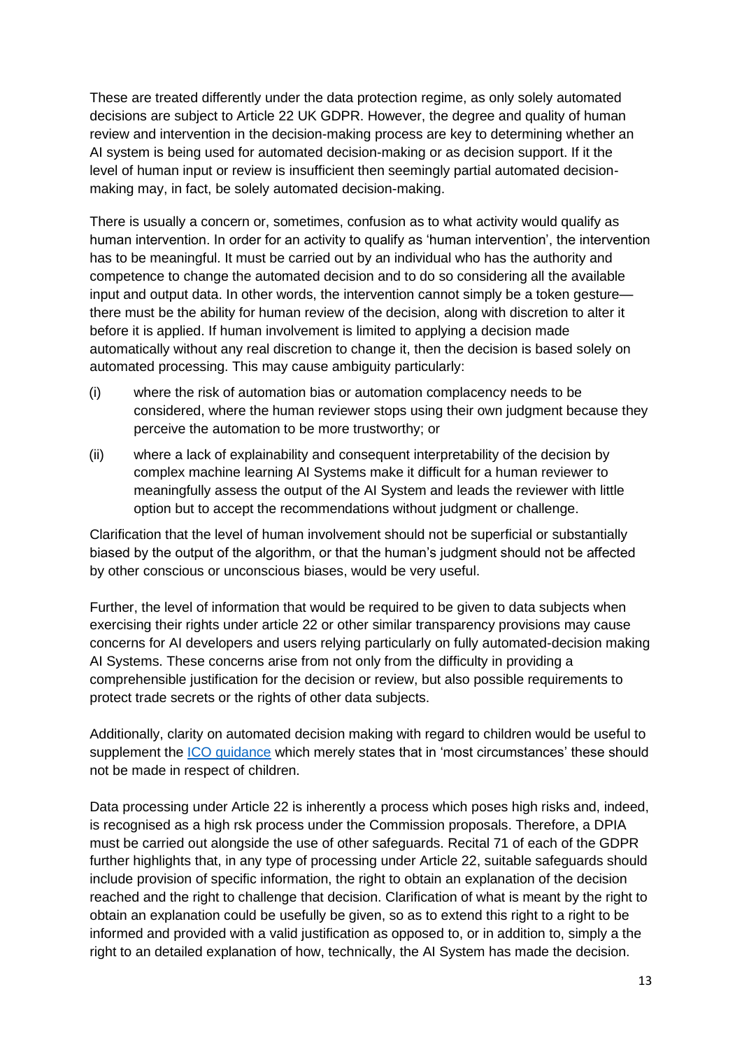These are treated differently under the data protection regime, as only solely automated decisions are subject to Article 22 UK GDPR. However, the degree and quality of human review and intervention in the decision-making process are key to determining whether an AI system is being used for automated decision-making or as decision support. If it the level of human input or review is insufficient then seemingly partial automated decision-making may, in fact, be solely automated decision-making.

There is usually a concern or, sometimes, confusion as to what activity would qualify as human intervention. In order for an activity to qualify as 'human intervention', the intervention has to be meaningful. It must be carried out by an individual who has the authority and competence to change the automated decision and to do so considering all the available input and output data. In other words, the intervention cannot simply be a token gesture—there must be the ability for human review of the decision, along with discretion to alter it before it is applied. If human involvement is limited to applying a decision made automatically without any real discretion to change it, then the decision is based solely on automated processing. This may cause ambiguity particularly:

(i) where the risk of automation bias or automation complacency needs to be considered, where the human reviewer stops using their own judgment because they perceive the automation to be more trustworthy; or

(ii) where a lack of explainability and consequent interpretability of the decision by complex machine learning AI Systems make it difficult for a human reviewer to meaningfully assess the output of the AI System and leads the reviewer with little option but to accept the recommendations without judgment or challenge.

Clarification that the level of human involvement should not be superficial or substantially biased by the output of the algorithm, or that the human's judgment should not be affected by other conscious or unconscious biases, would be very useful.

Further, the level of information that would be required to be given to data subjects when exercising their rights under article 22 or other similar transparency provisions may cause concerns for AI developers and users relying particularly on fully automated-decision making AI Systems. These concerns arise from not only from the difficulty in providing a comprehensible justification for the decision or review, but also possible requirements to protect trade secrets or the rights of other data subjects.

Additionally, clarity on automated decision making with regard to children would be useful to supplement the [ICO guidance]() which merely states that in 'most circumstances' these should not be made in respect of children.

Data processing under Article 22 is inherently a process which poses high risks and, indeed, is recognised as a high rsk process under the Commission proposals. Therefore, a DPIA must be carried out alongside the use of other safeguards. Recital 71 of each of the GDPR further highlights that, in any type of processing under Article 22, suitable safeguards should include provision of specific information, the right to obtain an explanation of the decision reached and the right to challenge that decision. Clarification of what is meant by the right to obtain an explanation could be usefully be given, so as to extend this right to a right to be informed and provided with a valid justification as opposed to, or in addition to, simply a the right to an detailed explanation of how, technically, the AI System has made the decision.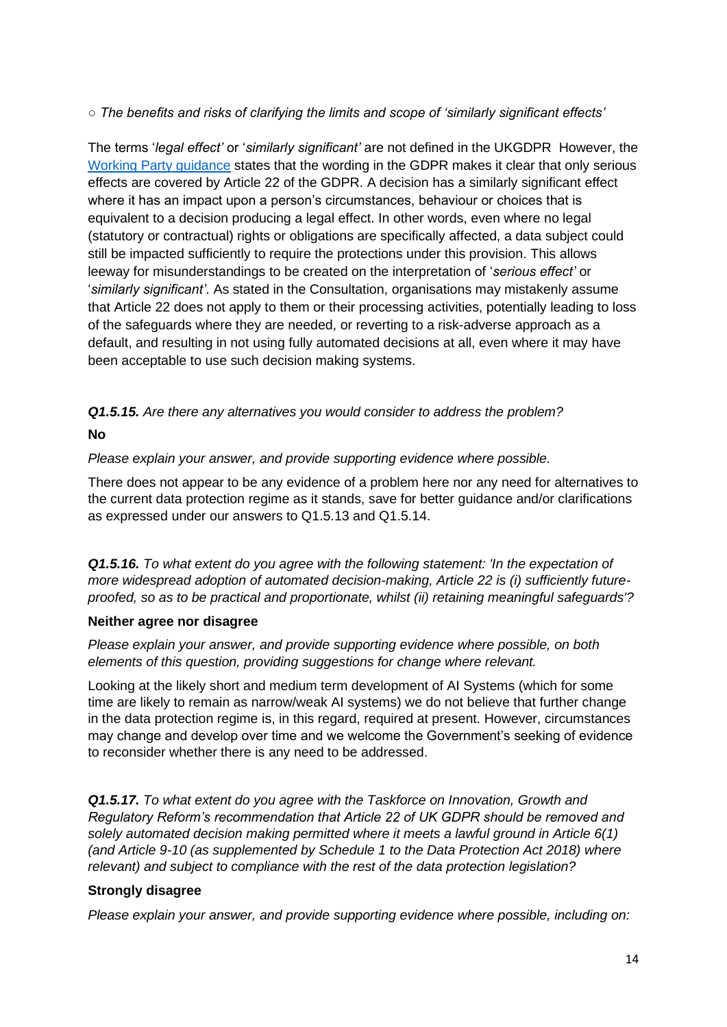○ *The benefits and risks of clarifying the limits and scope of 'similarly significant effects'*

The terms '*legal effect'* or '*similarly significant'* are not defined in the UKGDPR However, the [Working Party guidance](Working Party guidance) states that the wording in the GDPR makes it clear that only serious effects are covered by Article 22 of the GDPR. A decision has a similarly significant effect where it has an impact upon a person's circumstances, behaviour or choices that is equivalent to a decision producing a legal effect. In other words, even where no legal (statutory or contractual) rights or obligations are specifically affected, a data subject could still be impacted sufficiently to require the protections under this provision. This allows leeway for misunderstandings to be created on the interpretation of '*serious effect'* or '*similarly significant'*. As stated in the Consultation, organisations may mistakenly assume that Article 22 does not apply to them or their processing activities, potentially leading to loss of the safeguards where they are needed, or reverting to a risk-adverse approach as a default, and resulting in not using fully automated decisions at all, even where it may have been acceptable to use such decision making systems.

***Q1.5.15.*** *Are there any alternatives you would consider to address the problem?*

**No**

*Please explain your answer, and provide supporting evidence where possible.*

There does not appear to be any evidence of a problem here nor any need for alternatives to the current data protection regime as it stands, save for better guidance and/or clarifications as expressed under our answers to Q1.5.13 and Q1.5.14.

***Q1.5.16.*** *To what extent do you agree with the following statement: 'In the expectation of more widespread adoption of automated decision-making, Article 22 is (i) sufficiently future-proofed, so as to be practical and proportionate, whilst (ii) retaining meaningful safeguards'?*

**Neither agree nor disagree**

*Please explain your answer, and provide supporting evidence where possible, on both elements of this question, providing suggestions for change where relevant.*

Looking at the likely short and medium term development of AI Systems (which for some time are likely to remain as narrow/weak AI systems) we do not believe that further change in the data protection regime is, in this regard, required at present. However, circumstances may change and develop over time and we welcome the Government's seeking of evidence to reconsider whether there is any need to be addressed.

***Q1.5.17.*** *To what extent do you agree with the Taskforce on Innovation, Growth and Regulatory Reform's recommendation that Article 22 of UK GDPR should be removed and solely automated decision making permitted where it meets a lawful ground in Article 6(1) (and Article 9-10 (as supplemented by Schedule 1 to the Data Protection Act 2018) where relevant) and subject to compliance with the rest of the data protection legislation?*

**Strongly disagree**

*Please explain your answer, and provide supporting evidence where possible, including on:*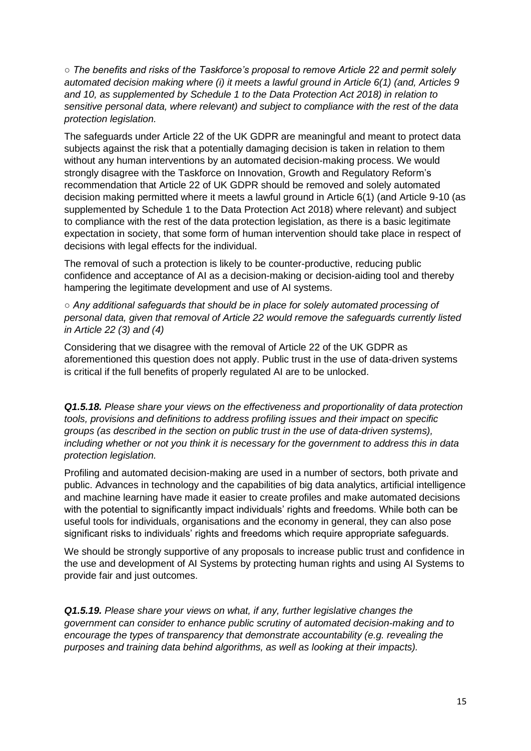○ *The benefits and risks of the Taskforce's proposal to remove Article 22 and permit solely automated decision making where (i) it meets a lawful ground in Article 6(1) (and, Articles 9 and 10, as supplemented by Schedule 1 to the Data Protection Act 2018) in relation to sensitive personal data, where relevant) and subject to compliance with the rest of the data protection legislation.*

The safeguards under Article 22 of the UK GDPR are meaningful and meant to protect data subjects against the risk that a potentially damaging decision is taken in relation to them without any human interventions by an automated decision-making process. We would strongly disagree with the Taskforce on Innovation, Growth and Regulatory Reform's recommendation that Article 22 of UK GDPR should be removed and solely automated decision making permitted where it meets a lawful ground in Article 6(1) (and Article 9-10 (as supplemented by Schedule 1 to the Data Protection Act 2018) where relevant) and subject to compliance with the rest of the data protection legislation, as there is a basic legitimate expectation in society, that some form of human intervention should take place in respect of decisions with legal effects for the individual.

The removal of such a protection is likely to be counter-productive, reducing public confidence and acceptance of AI as a decision-making or decision-aiding tool and thereby hampering the legitimate development and use of AI systems.

○ *Any additional safeguards that should be in place for solely automated processing of personal data, given that removal of Article 22 would remove the safeguards currently listed in Article 22 (3) and (4)*

Considering that we disagree with the removal of Article 22 of the UK GDPR as aforementioned this question does not apply. Public trust in the use of data-driven systems is critical if the full benefits of properly regulated AI are to be unlocked.

***Q1.5.18.*** *Please share your views on the effectiveness and proportionality of data protection tools, provisions and definitions to address profiling issues and their impact on specific groups (as described in the section on public trust in the use of data-driven systems), including whether or not you think it is necessary for the government to address this in data protection legislation.*

Profiling and automated decision-making are used in a number of sectors, both private and public. Advances in technology and the capabilities of big data analytics, artificial intelligence and machine learning have made it easier to create profiles and make automated decisions with the potential to significantly impact individuals' rights and freedoms. While both can be useful tools for individuals, organisations and the economy in general, they can also pose significant risks to individuals' rights and freedoms which require appropriate safeguards.

We should be strongly supportive of any proposals to increase public trust and confidence in the use and development of AI Systems by protecting human rights and using AI Systems to provide fair and just outcomes.

***Q1.5.19.*** *Please share your views on what, if any, further legislative changes the government can consider to enhance public scrutiny of automated decision-making and to encourage the types of transparency that demonstrate accountability (e.g. revealing the purposes and training data behind algorithms, as well as looking at their impacts).*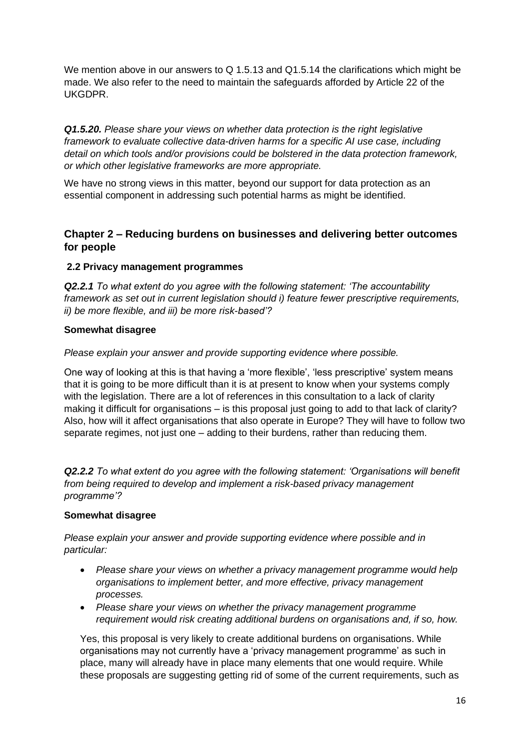We mention above in our answers to Q 1.5.13 and Q1.5.14 the clarifications which might be made. We also refer to the need to maintain the safeguards afforded by Article 22 of the UKGDPR.

***Q1.5.20.*** *Please share your views on whether data protection is the right legislative framework to evaluate collective data-driven harms for a specific AI use case, including detail on which tools and/or provisions could be bolstered in the data protection framework, or which other legislative frameworks are more appropriate.*

We have no strong views in this matter, beyond our support for data protection as an essential component in addressing such potential harms as might be identified.

## Chapter 2 – Reducing burdens on businesses and delivering better outcomes for people

### 2.2 Privacy management programmes

***Q2.2.1*** *To what extent do you agree with the following statement: 'The accountability framework as set out in current legislation should i) feature fewer prescriptive requirements, ii) be more flexible, and iii) be more risk-based'?*

**Somewhat disagree**

*Please explain your answer and provide supporting evidence where possible.*

One way of looking at this is that having a 'more flexible', 'less prescriptive' system means that it is going to be more difficult than it is at present to know when your systems comply with the legislation. There are a lot of references in this consultation to a lack of clarity making it difficult for organisations – is this proposal just going to add to that lack of clarity? Also, how will it affect organisations that also operate in Europe? They will have to follow two separate regimes, not just one – adding to their burdens, rather than reducing them.

***Q2.2.2*** *To what extent do you agree with the following statement: 'Organisations will benefit from being required to develop and implement a risk-based privacy management programme'?*

**Somewhat disagree**

*Please explain your answer and provide supporting evidence where possible and in particular:*

- *Please share your views on whether a privacy management programme would help organisations to implement better, and more effective, privacy management processes.*
- *Please share your views on whether the privacy management programme requirement would risk creating additional burdens on organisations and, if so, how.*

Yes, this proposal is very likely to create additional burdens on organisations. While organisations may not currently have a 'privacy management programme' as such in place, many will already have in place many elements that one would require. While these proposals are suggesting getting rid of some of the current requirements, such as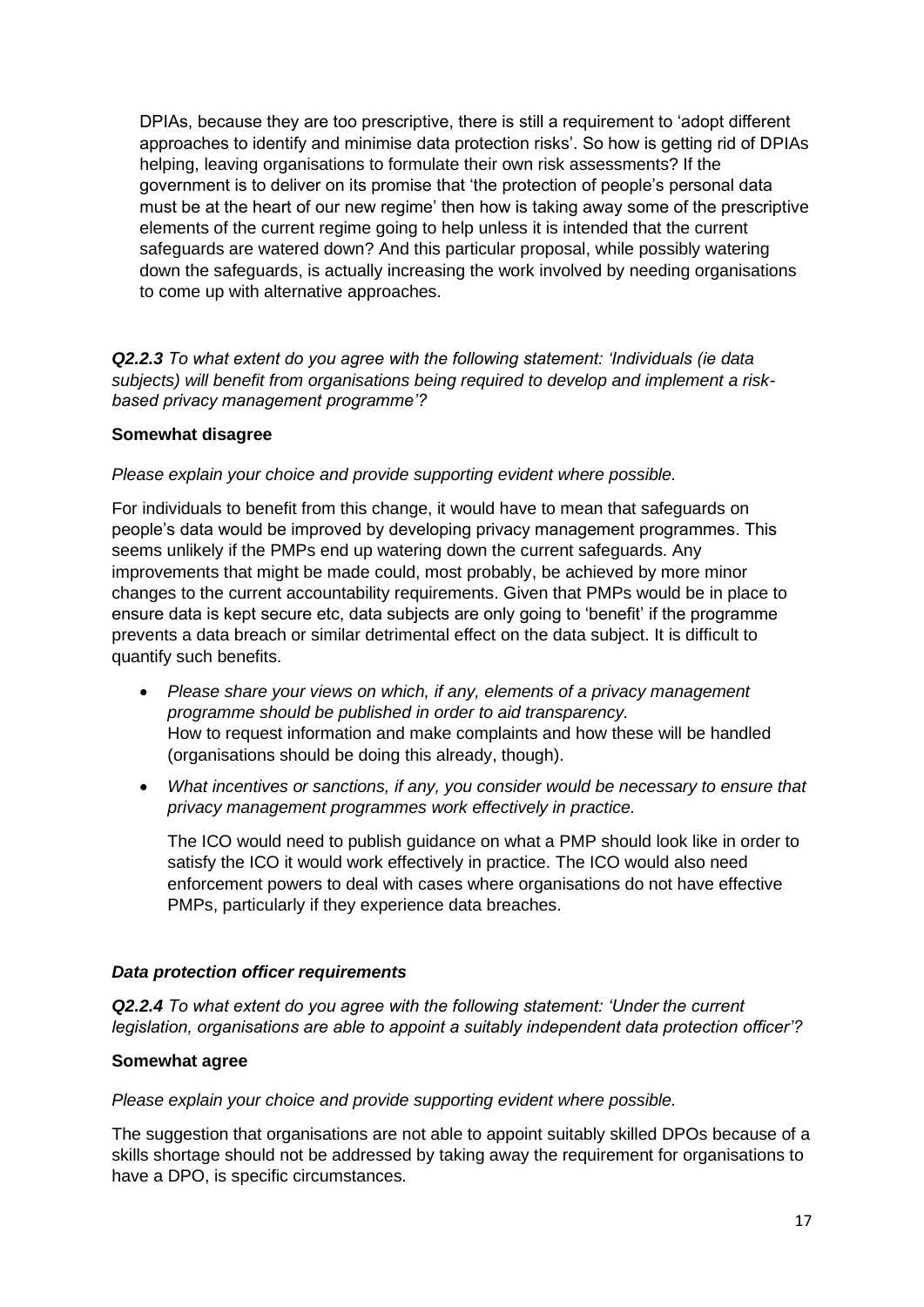DPIAs, because they are too prescriptive, there is still a requirement to 'adopt different approaches to identify and minimise data protection risks'. So how is getting rid of DPIAs helping, leaving organisations to formulate their own risk assessments? If the government is to deliver on its promise that 'the protection of people's personal data must be at the heart of our new regime' then how is taking away some of the prescriptive elements of the current regime going to help unless it is intended that the current safeguards are watered down? And this particular proposal, while possibly watering down the safeguards, is actually increasing the work involved by needing organisations to come up with alternative approaches.

***Q2.2.3*** *To what extent do you agree with the following statement: 'Individuals (ie data subjects) will benefit from organisations being required to develop and implement a risk-based privacy management programme'?*

**Somewhat disagree**

*Please explain your choice and provide supporting evident where possible.*

For individuals to benefit from this change, it would have to mean that safeguards on people's data would be improved by developing privacy management programmes. This seems unlikely if the PMPs end up watering down the current safeguards. Any improvements that might be made could, most probably, be achieved by more minor changes to the current accountability requirements. Given that PMPs would be in place to ensure data is kept secure etc, data subjects are only going to 'benefit' if the programme prevents a data breach or similar detrimental effect on the data subject. It is difficult to quantify such benefits.

- *Please share your views on which, if any, elements of a privacy management programme should be published in order to aid transparency.*
  How to request information and make complaints and how these will be handled (organisations should be doing this already, though).

- *What incentives or sanctions, if any, you consider would be necessary to ensure that privacy management programmes work effectively in practice.*

  The ICO would need to publish guidance on what a PMP should look like in order to satisfy the ICO it would work effectively in practice. The ICO would also need enforcement powers to deal with cases where organisations do not have effective PMPs, particularly if they experience data breaches.

### *Data protection officer requirements*

***Q2.2.4*** *To what extent do you agree with the following statement: 'Under the current legislation, organisations are able to appoint a suitably independent data protection officer'?*

**Somewhat agree**

*Please explain your choice and provide supporting evident where possible.*

The suggestion that organisations are not able to appoint suitably skilled DPOs because of a skills shortage should not be addressed by taking away the requirement for organisations to have a DPO, is specific circumstances.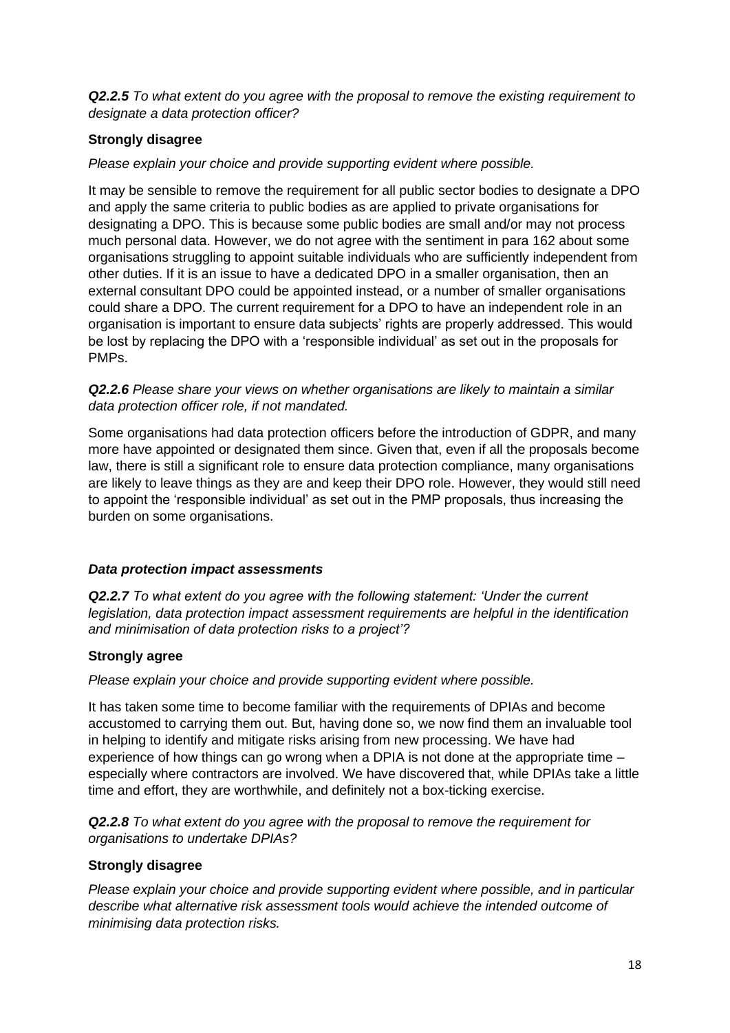***Q2.2.5*** *To what extent do you agree with the proposal to remove the existing requirement to designate a data protection officer?*

**Strongly disagree**

*Please explain your choice and provide supporting evident where possible.*

It may be sensible to remove the requirement for all public sector bodies to designate a DPO and apply the same criteria to public bodies as are applied to private organisations for designating a DPO. This is because some public bodies are small and/or may not process much personal data. However, we do not agree with the sentiment in para 162 about some organisations struggling to appoint suitable individuals who are sufficiently independent from other duties. If it is an issue to have a dedicated DPO in a smaller organisation, then an external consultant DPO could be appointed instead, or a number of smaller organisations could share a DPO. The current requirement for a DPO to have an independent role in an organisation is important to ensure data subjects' rights are properly addressed. This would be lost by replacing the DPO with a 'responsible individual' as set out in the proposals for PMPs.

***Q2.2.6*** *Please share your views on whether organisations are likely to maintain a similar data protection officer role, if not mandated.*

Some organisations had data protection officers before the introduction of GDPR, and many more have appointed or designated them since. Given that, even if all the proposals become law, there is still a significant role to ensure data protection compliance, many organisations are likely to leave things as they are and keep their DPO role. However, they would still need to appoint the 'responsible individual' as set out in the PMP proposals, thus increasing the burden on some organisations.

### *Data protection impact assessments*

***Q2.2.7*** *To what extent do you agree with the following statement: 'Under the current legislation, data protection impact assessment requirements are helpful in the identification and minimisation of data protection risks to a project'?*

**Strongly agree**

*Please explain your choice and provide supporting evident where possible.*

It has taken some time to become familiar with the requirements of DPIAs and become accustomed to carrying them out. But, having done so, we now find them an invaluable tool in helping to identify and mitigate risks arising from new processing. We have had experience of how things can go wrong when a DPIA is not done at the appropriate time – especially where contractors are involved. We have discovered that, while DPIAs take a little time and effort, they are worthwhile, and definitely not a box-ticking exercise.

***Q2.2.8*** *To what extent do you agree with the proposal to remove the requirement for organisations to undertake DPIAs?*

**Strongly disagree**

*Please explain your choice and provide supporting evident where possible, and in particular describe what alternative risk assessment tools would achieve the intended outcome of minimising data protection risks.*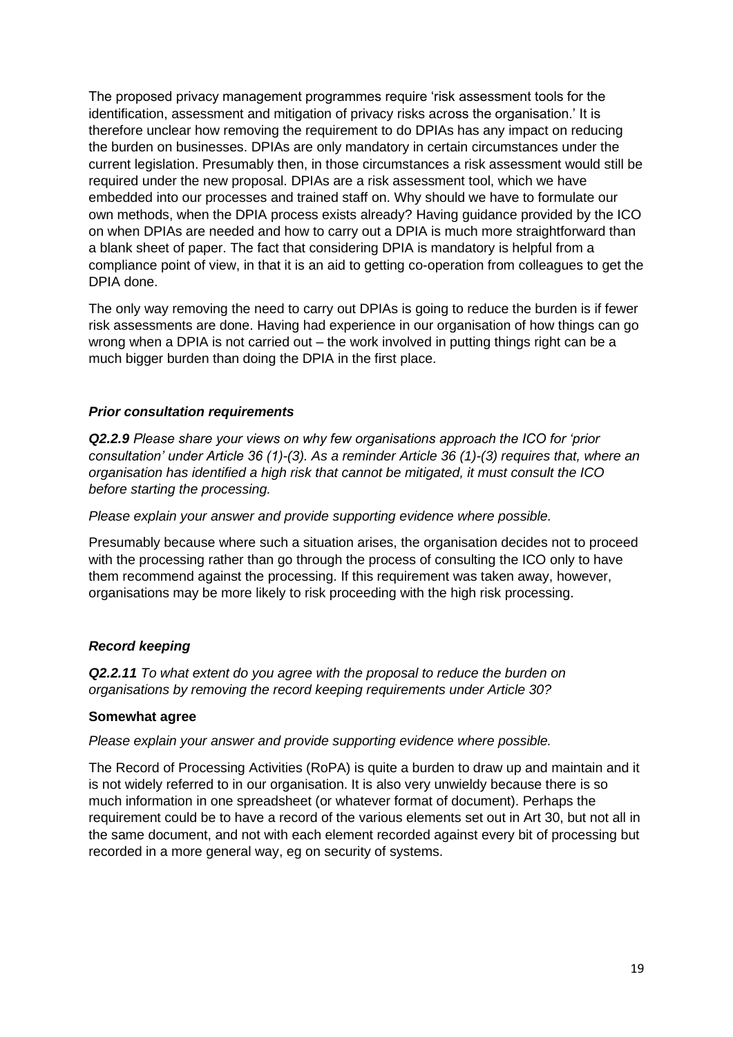The proposed privacy management programmes require 'risk assessment tools for the identification, assessment and mitigation of privacy risks across the organisation.' It is therefore unclear how removing the requirement to do DPIAs has any impact on reducing the burden on businesses. DPIAs are only mandatory in certain circumstances under the current legislation. Presumably then, in those circumstances a risk assessment would still be required under the new proposal. DPIAs are a risk assessment tool, which we have embedded into our processes and trained staff on. Why should we have to formulate our own methods, when the DPIA process exists already? Having guidance provided by the ICO on when DPIAs are needed and how to carry out a DPIA is much more straightforward than a blank sheet of paper. The fact that considering DPIA is mandatory is helpful from a compliance point of view, in that it is an aid to getting co-operation from colleagues to get the DPIA done.

The only way removing the need to carry out DPIAs is going to reduce the burden is if fewer risk assessments are done. Having had experience in our organisation of how things can go wrong when a DPIA is not carried out – the work involved in putting things right can be a much bigger burden than doing the DPIA in the first place.

### *Prior consultation requirements*

***Q2.2.9*** *Please share your views on why few organisations approach the ICO for 'prior consultation' under Article 36 (1)-(3). As a reminder Article 36 (1)-(3) requires that, where an organisation has identified a high risk that cannot be mitigated, it must consult the ICO before starting the processing.*

*Please explain your answer and provide supporting evidence where possible.*

Presumably because where such a situation arises, the organisation decides not to proceed with the processing rather than go through the process of consulting the ICO only to have them recommend against the processing. If this requirement was taken away, however, organisations may be more likely to risk proceeding with the high risk processing.

### *Record keeping*

***Q2.2.11*** *To what extent do you agree with the proposal to reduce the burden on organisations by removing the record keeping requirements under Article 30?*

**Somewhat agree**

*Please explain your answer and provide supporting evidence where possible.*

The Record of Processing Activities (RoPA) is quite a burden to draw up and maintain and it is not widely referred to in our organisation. It is also very unwieldy because there is so much information in one spreadsheet (or whatever format of document). Perhaps the requirement could be to have a record of the various elements set out in Art 30, but not all in the same document, and not with each element recorded against every bit of processing but recorded in a more general way, eg on security of systems.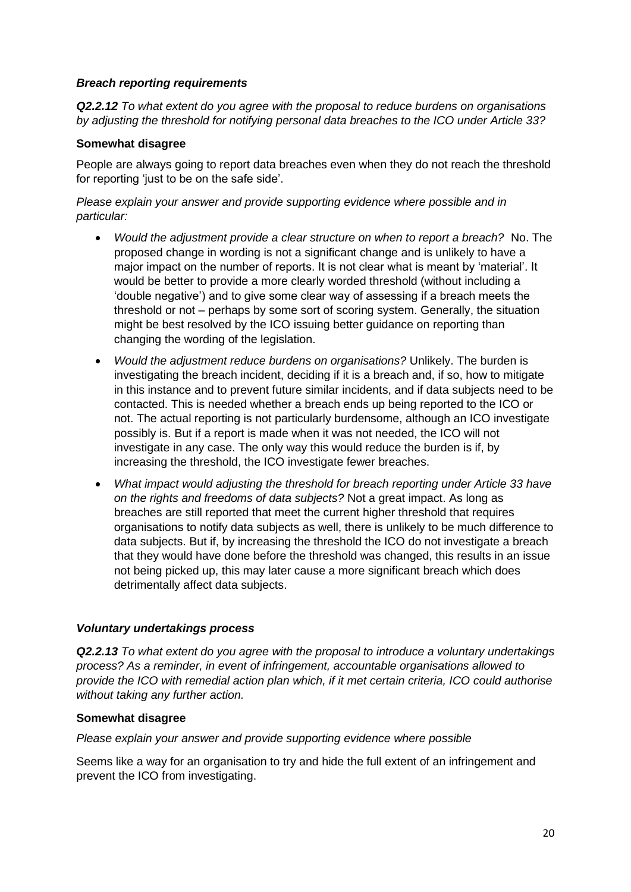***Breach reporting requirements***

***Q2.2.12*** *To what extent do you agree with the proposal to reduce burdens on organisations by adjusting the threshold for notifying personal data breaches to the ICO under Article 33?*

**Somewhat disagree**

People are always going to report data breaches even when they do not reach the threshold for reporting 'just to be on the safe side'.

*Please explain your answer and provide supporting evidence where possible and in particular:*

- *Would the adjustment provide a clear structure on when to report a breach?* No. The proposed change in wording is not a significant change and is unlikely to have a major impact on the number of reports. It is not clear what is meant by 'material'. It would be better to provide a more clearly worded threshold (without including a 'double negative') and to give some clear way of assessing if a breach meets the threshold or not – perhaps by some sort of scoring system. Generally, the situation might be best resolved by the ICO issuing better guidance on reporting than changing the wording of the legislation.
- *Would the adjustment reduce burdens on organisations?* Unlikely. The burden is investigating the breach incident, deciding if it is a breach and, if so, how to mitigate in this instance and to prevent future similar incidents, and if data subjects need to be contacted. This is needed whether a breach ends up being reported to the ICO or not. The actual reporting is not particularly burdensome, although an ICO investigate possibly is. But if a report is made when it was not needed, the ICO will not investigate in any case. The only way this would reduce the burden is if, by increasing the threshold, the ICO investigate fewer breaches.
- *What impact would adjusting the threshold for breach reporting under Article 33 have on the rights and freedoms of data subjects?* Not a great impact. As long as breaches are still reported that meet the current higher threshold that requires organisations to notify data subjects as well, there is unlikely to be much difference to data subjects. But if, by increasing the threshold the ICO do not investigate a breach that they would have done before the threshold was changed, this results in an issue not being picked up, this may later cause a more significant breach which does detrimentally affect data subjects.

***Voluntary undertakings process***

***Q2.2.13*** *To what extent do you agree with the proposal to introduce a voluntary undertakings process? As a reminder, in event of infringement, accountable organisations allowed to provide the ICO with remedial action plan which, if it met certain criteria, ICO could authorise without taking any further action.*

**Somewhat disagree**

*Please explain your answer and provide supporting evidence where possible*

Seems like a way for an organisation to try and hide the full extent of an infringement and prevent the ICO from investigating.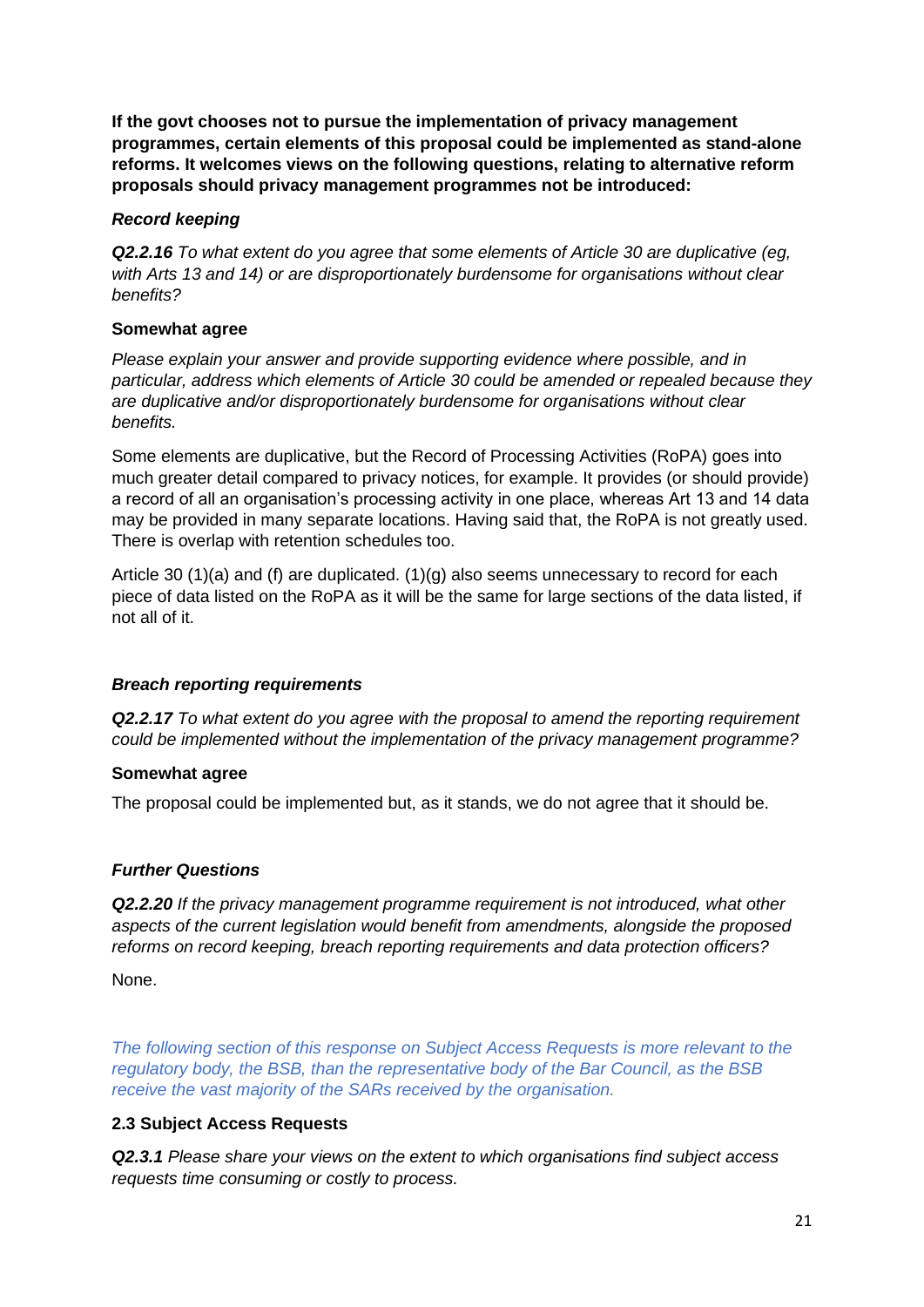**If the govt chooses not to pursue the implementation of privacy management programmes, certain elements of this proposal could be implemented as stand-alone reforms. It welcomes views on the following questions, relating to alternative reform proposals should privacy management programmes not be introduced:**

***Record keeping***

***Q2.2.16*** *To what extent do you agree that some elements of Article 30 are duplicative (eg, with Arts 13 and 14) or are disproportionately burdensome for organisations without clear benefits?*

**Somewhat agree**

*Please explain your answer and provide supporting evidence where possible, and in particular, address which elements of Article 30 could be amended or repealed because they are duplicative and/or disproportionately burdensome for organisations without clear benefits.*

Some elements are duplicative, but the Record of Processing Activities (RoPA) goes into much greater detail compared to privacy notices, for example. It provides (or should provide) a record of all an organisation's processing activity in one place, whereas Art 13 and 14 data may be provided in many separate locations. Having said that, the RoPA is not greatly used. There is overlap with retention schedules too.

Article 30 (1)(a) and (f) are duplicated. (1)(g) also seems unnecessary to record for each piece of data listed on the RoPA as it will be the same for large sections of the data listed, if not all of it.

***Breach reporting requirements***

***Q2.2.17*** *To what extent do you agree with the proposal to amend the reporting requirement could be implemented without the implementation of the privacy management programme?*

**Somewhat agree**

The proposal could be implemented but, as it stands, we do not agree that it should be.

***Further Questions***

***Q2.2.20*** *If the privacy management programme requirement is not introduced, what other aspects of the current legislation would benefit from amendments, alongside the proposed reforms on record keeping, breach reporting requirements and data protection officers?*

None.

*The following section of this response on Subject Access Requests is more relevant to the regulatory body, the BSB, than the representative body of the Bar Council, as the BSB receive the vast majority of the SARs received by the organisation.*

**2.3 Subject Access Requests**

***Q2.3.1*** *Please share your views on the extent to which organisations find subject access requests time consuming or costly to process.*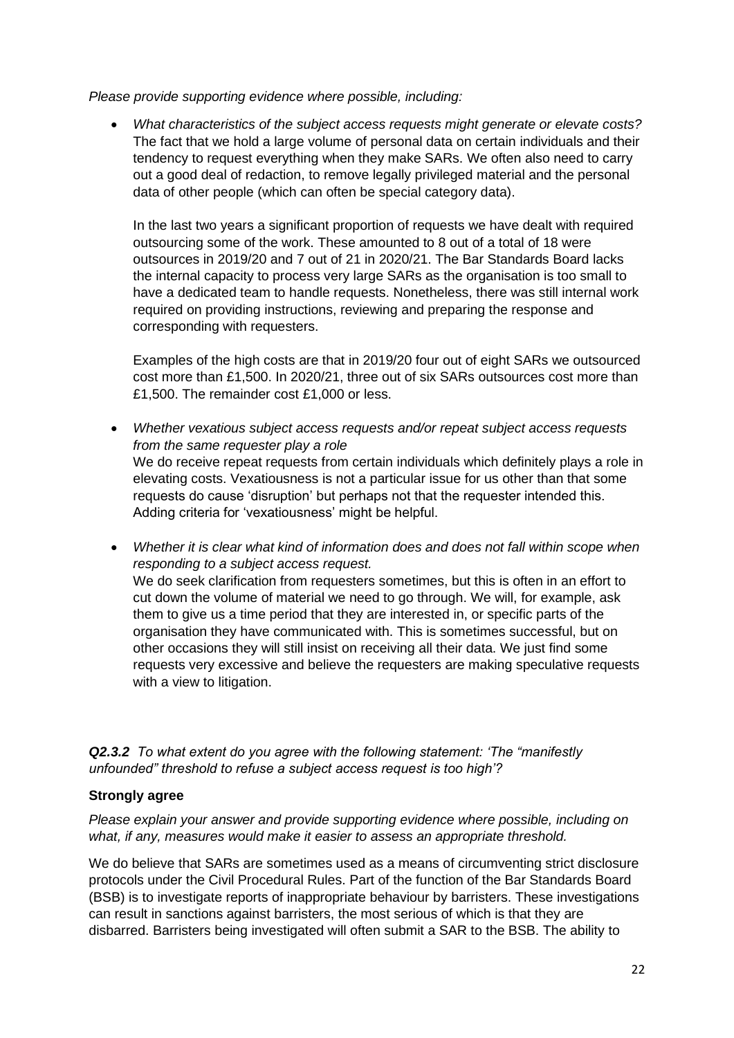*Please provide supporting evidence where possible, including:*

- *What characteristics of the subject access requests might generate or elevate costs?* The fact that we hold a large volume of personal data on certain individuals and their tendency to request everything when they make SARs. We often also need to carry out a good deal of redaction, to remove legally privileged material and the personal data of other people (which can often be special category data).

  In the last two years a significant proportion of requests we have dealt with required outsourcing some of the work. These amounted to 8 out of a total of 18 were outsources in 2019/20 and 7 out of 21 in 2020/21. The Bar Standards Board lacks the internal capacity to process very large SARs as the organisation is too small to have a dedicated team to handle requests. Nonetheless, there was still internal work required on providing instructions, reviewing and preparing the response and corresponding with requesters.

  Examples of the high costs are that in 2019/20 four out of eight SARs we outsourced cost more than £1,500. In 2020/21, three out of six SARs outsources cost more than £1,500. The remainder cost £1,000 or less.

- *Whether vexatious subject access requests and/or repeat subject access requests from the same requester play a role*
  We do receive repeat requests from certain individuals which definitely plays a role in elevating costs. Vexatiousness is not a particular issue for us other than that some requests do cause 'disruption' but perhaps not that the requester intended this. Adding criteria for 'vexatiousness' might be helpful.

- *Whether it is clear what kind of information does and does not fall within scope when responding to a subject access request.*
  We do seek clarification from requesters sometimes, but this is often in an effort to cut down the volume of material we need to go through. We will, for example, ask them to give us a time period that they are interested in, or specific parts of the organisation they have communicated with. This is sometimes successful, but on other occasions they will still insist on receiving all their data. We just find some requests very excessive and believe the requesters are making speculative requests with a view to litigation.

***Q2.3.2*** *To what extent do you agree with the following statement: 'The "manifestly unfounded" threshold to refuse a subject access request is too high'?*

**Strongly agree**

*Please explain your answer and provide supporting evidence where possible, including on what, if any, measures would make it easier to assess an appropriate threshold.*

We do believe that SARs are sometimes used as a means of circumventing strict disclosure protocols under the Civil Procedural Rules. Part of the function of the Bar Standards Board (BSB) is to investigate reports of inappropriate behaviour by barristers. These investigations can result in sanctions against barristers, the most serious of which is that they are disbarred. Barristers being investigated will often submit a SAR to the BSB. The ability to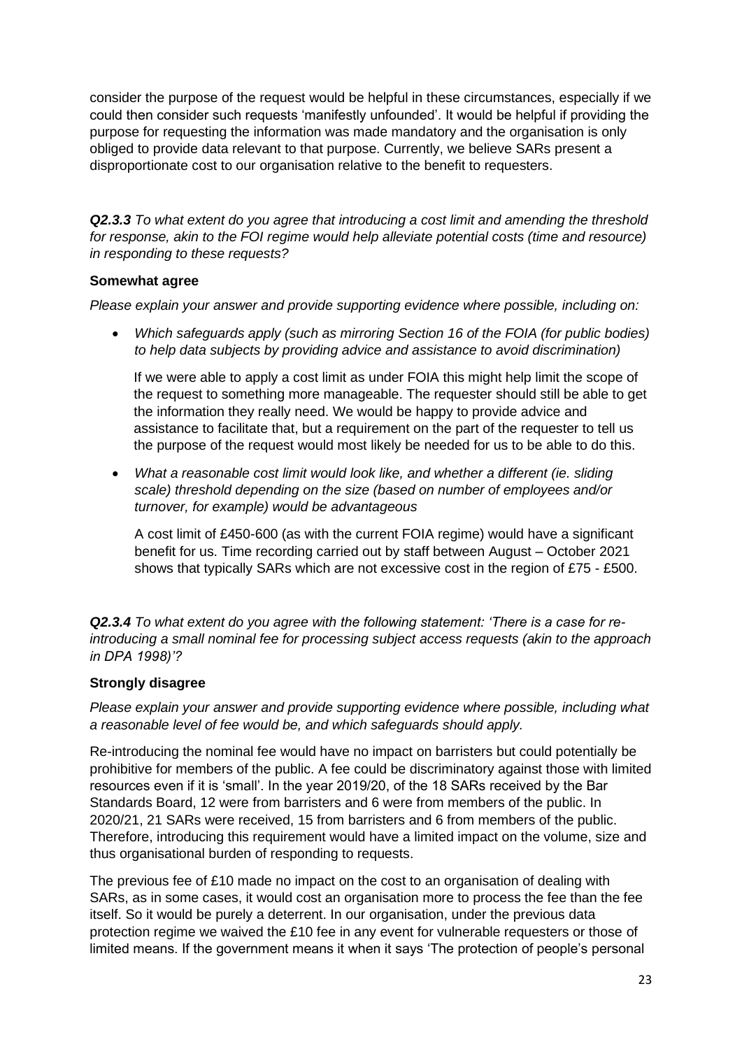consider the purpose of the request would be helpful in these circumstances, especially if we could then consider such requests 'manifestly unfounded'. It would be helpful if providing the purpose for requesting the information was made mandatory and the organisation is only obliged to provide data relevant to that purpose. Currently, we believe SARs present a disproportionate cost to our organisation relative to the benefit to requesters.

***Q2.3.3*** *To what extent do you agree that introducing a cost limit and amending the threshold for response, akin to the FOI regime would help alleviate potential costs (time and resource) in responding to these requests?*

**Somewhat agree**

*Please explain your answer and provide supporting evidence where possible, including on:*

- *Which safeguards apply (such as mirroring Section 16 of the FOIA (for public bodies) to help data subjects by providing advice and assistance to avoid discrimination)*

  If we were able to apply a cost limit as under FOIA this might help limit the scope of the request to something more manageable. The requester should still be able to get the information they really need. We would be happy to provide advice and assistance to facilitate that, but a requirement on the part of the requester to tell us the purpose of the request would most likely be needed for us to be able to do this.

- *What a reasonable cost limit would look like, and whether a different (ie. sliding scale) threshold depending on the size (based on number of employees and/or turnover, for example) would be advantageous*

  A cost limit of £450-600 (as with the current FOIA regime) would have a significant benefit for us. Time recording carried out by staff between August – October 2021 shows that typically SARs which are not excessive cost in the region of £75 - £500.

***Q2.3.4*** *To what extent do you agree with the following statement: 'There is a case for re-introducing a small nominal fee for processing subject access requests (akin to the approach in DPA 1998)'?*

**Strongly disagree**

*Please explain your answer and provide supporting evidence where possible, including what a reasonable level of fee would be, and which safeguards should apply.*

Re-introducing the nominal fee would have no impact on barristers but could potentially be prohibitive for members of the public. A fee could be discriminatory against those with limited resources even if it is 'small'. In the year 2019/20, of the 18 SARs received by the Bar Standards Board, 12 were from barristers and 6 were from members of the public. In 2020/21, 21 SARs were received, 15 from barristers and 6 from members of the public. Therefore, introducing this requirement would have a limited impact on the volume, size and thus organisational burden of responding to requests.

The previous fee of £10 made no impact on the cost to an organisation of dealing with SARs, as in some cases, it would cost an organisation more to process the fee than the fee itself. So it would be purely a deterrent. In our organisation, under the previous data protection regime we waived the £10 fee in any event for vulnerable requesters or those of limited means. If the government means it when it says 'The protection of people's personal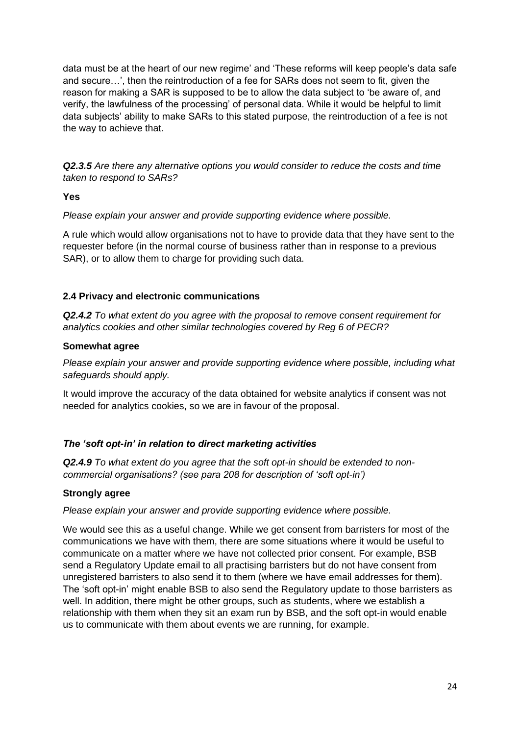data must be at the heart of our new regime' and 'These reforms will keep people's data safe and secure…', then the reintroduction of a fee for SARs does not seem to fit, given the reason for making a SAR is supposed to be to allow the data subject to 'be aware of, and verify, the lawfulness of the processing' of personal data. While it would be helpful to limit data subjects' ability to make SARs to this stated purpose, the reintroduction of a fee is not the way to achieve that.

***Q2.3.5*** *Are there any alternative options you would consider to reduce the costs and time taken to respond to SARs?*

**Yes**

*Please explain your answer and provide supporting evidence where possible.*

A rule which would allow organisations not to have to provide data that they have sent to the requester before (in the normal course of business rather than in response to a previous SAR), or to allow them to charge for providing such data.

### 2.4 Privacy and electronic communications

***Q2.4.2*** *To what extent do you agree with the proposal to remove consent requirement for analytics cookies and other similar technologies covered by Reg 6 of PECR?*

**Somewhat agree**

*Please explain your answer and provide supporting evidence where possible, including what safeguards should apply.*

It would improve the accuracy of the data obtained for website analytics if consent was not needed for analytics cookies, so we are in favour of the proposal.

### *The 'soft opt-in' in relation to direct marketing activities*

***Q2.4.9*** *To what extent do you agree that the soft opt-in should be extended to non-commercial organisations? (see para 208 for description of 'soft opt-in')*

**Strongly agree**

*Please explain your answer and provide supporting evidence where possible.*

We would see this as a useful change. While we get consent from barristers for most of the communications we have with them, there are some situations where it would be useful to communicate on a matter where we have not collected prior consent. For example, BSB send a Regulatory Update email to all practising barristers but do not have consent from unregistered barristers to also send it to them (where we have email addresses for them). The 'soft opt-in' might enable BSB to also send the Regulatory update to those barristers as well. In addition, there might be other groups, such as students, where we establish a relationship with them when they sit an exam run by BSB, and the soft opt-in would enable us to communicate with them about events we are running, for example.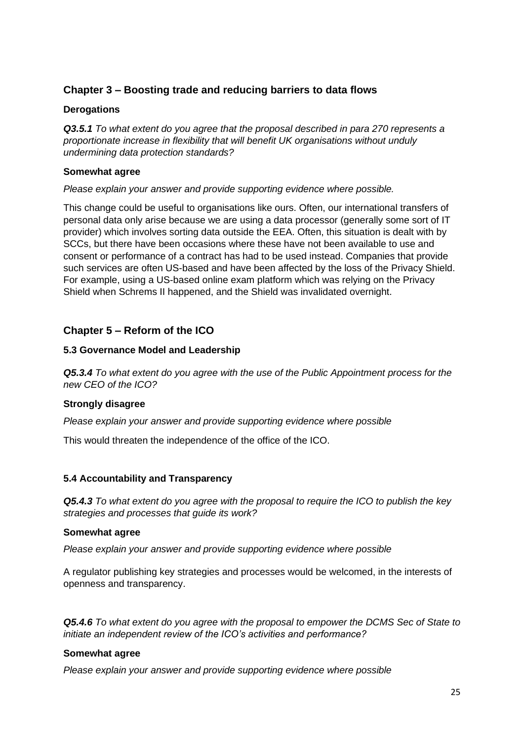## Chapter 3 – Boosting trade and reducing barriers to data flows

### Derogations

***Q3.5.1*** *To what extent do you agree that the proposal described in para 270 represents a proportionate increase in flexibility that will benefit UK organisations without unduly undermining data protection standards?*

**Somewhat agree**

*Please explain your answer and provide supporting evidence where possible.*

This change could be useful to organisations like ours. Often, our international transfers of personal data only arise because we are using a data processor (generally some sort of IT provider) which involves sorting data outside the EEA. Often, this situation is dealt with by SCCs, but there have been occasions where these have not been available to use and consent or performance of a contract has had to be used instead. Companies that provide such services are often US-based and have been affected by the loss of the Privacy Shield. For example, using a US-based online exam platform which was relying on the Privacy Shield when Schrems II happened, and the Shield was invalidated overnight.

## Chapter 5 – Reform of the ICO

### 5.3 Governance Model and Leadership

***Q5.3.4*** *To what extent do you agree with the use of the Public Appointment process for the new CEO of the ICO?*

**Strongly disagree**

*Please explain your answer and provide supporting evidence where possible*

This would threaten the independence of the office of the ICO.

### 5.4 Accountability and Transparency

***Q5.4.3*** *To what extent do you agree with the proposal to require the ICO to publish the key strategies and processes that guide its work?*

**Somewhat agree**

*Please explain your answer and provide supporting evidence where possible*

A regulator publishing key strategies and processes would be welcomed, in the interests of openness and transparency.

***Q5.4.6*** *To what extent do you agree with the proposal to empower the DCMS Sec of State to initiate an independent review of the ICO's activities and performance?*

**Somewhat agree**

*Please explain your answer and provide supporting evidence where possible*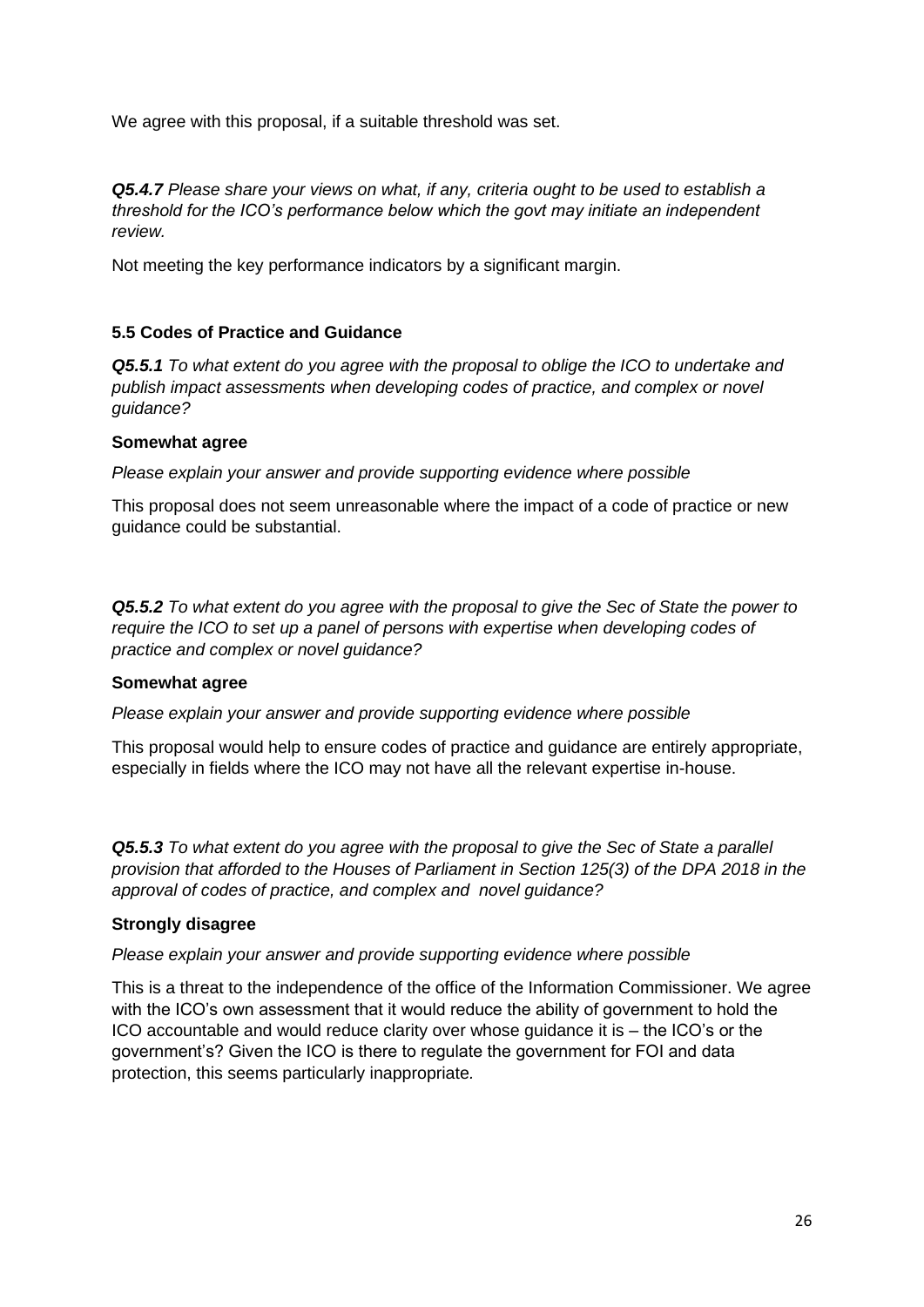We agree with this proposal, if a suitable threshold was set.

***Q5.4.7*** *Please share your views on what, if any, criteria ought to be used to establish a threshold for the ICO's performance below which the govt may initiate an independent review.*

Not meeting the key performance indicators by a significant margin.

### 5.5 Codes of Practice and Guidance

***Q5.5.1*** *To what extent do you agree with the proposal to oblige the ICO to undertake and publish impact assessments when developing codes of practice, and complex or novel guidance?*

**Somewhat agree**

*Please explain your answer and provide supporting evidence where possible*

This proposal does not seem unreasonable where the impact of a code of practice or new guidance could be substantial.

***Q5.5.2*** *To what extent do you agree with the proposal to give the Sec of State the power to require the ICO to set up a panel of persons with expertise when developing codes of practice and complex or novel guidance?*

**Somewhat agree**

*Please explain your answer and provide supporting evidence where possible*

This proposal would help to ensure codes of practice and guidance are entirely appropriate, especially in fields where the ICO may not have all the relevant expertise in-house.

***Q5.5.3*** *To what extent do you agree with the proposal to give the Sec of State a parallel provision that afforded to the Houses of Parliament in Section 125(3) of the DPA 2018 in the approval of codes of practice, and complex and novel guidance?*

**Strongly disagree**

*Please explain your answer and provide supporting evidence where possible*

This is a threat to the independence of the office of the Information Commissioner. We agree with the ICO's own assessment that it would reduce the ability of government to hold the ICO accountable and would reduce clarity over whose guidance it is – the ICO's or the government's? Given the ICO is there to regulate the government for FOI and data protection, this seems particularly inappropriate.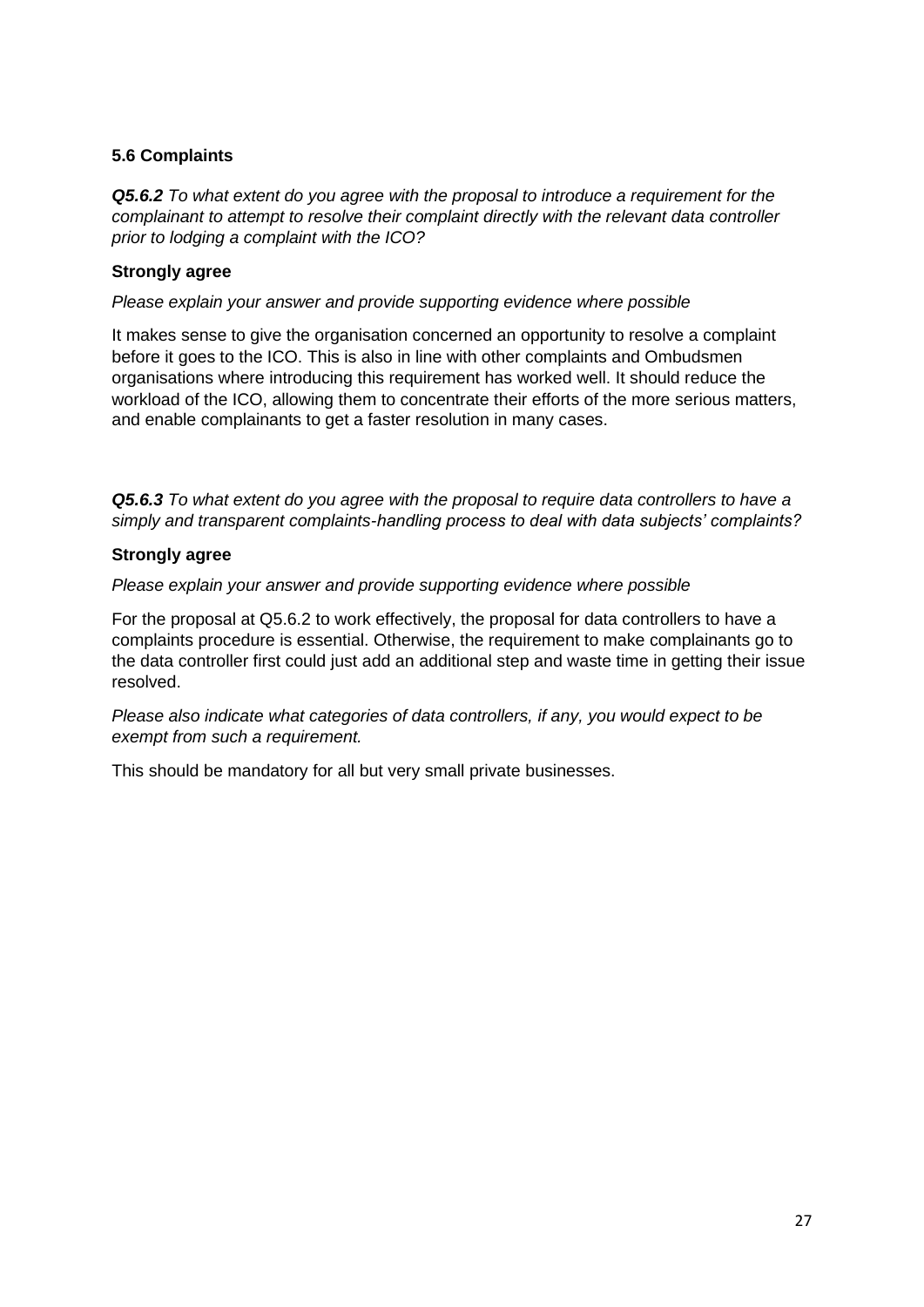### 5.6 Complaints

***Q5.6.2*** *To what extent do you agree with the proposal to introduce a requirement for the complainant to attempt to resolve their complaint directly with the relevant data controller prior to lodging a complaint with the ICO?*

**Strongly agree**

*Please explain your answer and provide supporting evidence where possible*

It makes sense to give the organisation concerned an opportunity to resolve a complaint before it goes to the ICO. This is also in line with other complaints and Ombudsmen organisations where introducing this requirement has worked well. It should reduce the workload of the ICO, allowing them to concentrate their efforts of the more serious matters, and enable complainants to get a faster resolution in many cases.

***Q5.6.3*** *To what extent do you agree with the proposal to require data controllers to have a simply and transparent complaints-handling process to deal with data subjects' complaints?*

**Strongly agree**

*Please explain your answer and provide supporting evidence where possible*

For the proposal at Q5.6.2 to work effectively, the proposal for data controllers to have a complaints procedure is essential. Otherwise, the requirement to make complainants go to the data controller first could just add an additional step and waste time in getting their issue resolved.

*Please also indicate what categories of data controllers, if any, you would expect to be exempt from such a requirement.*

This should be mandatory for all but very small private businesses.